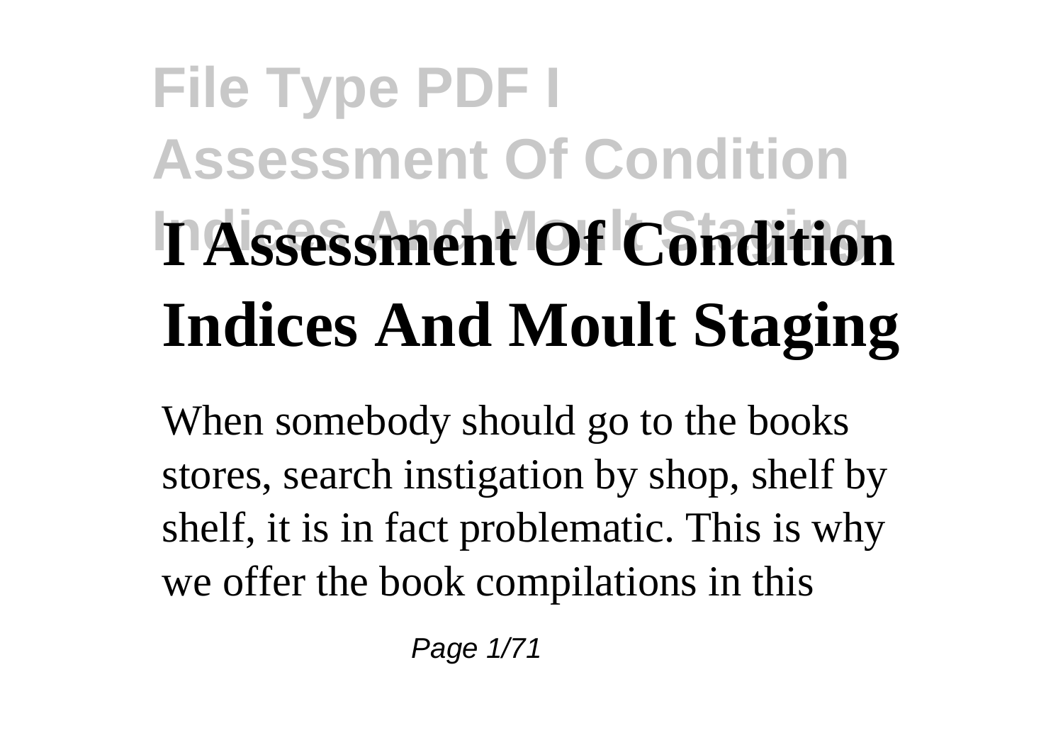# I Assessment Of Condition Indices And Moult Staging

When somebody should go to the books stores, search instigation by shop, shelf by shelf, it is in fact problematic. This is why we offer the book compilations in this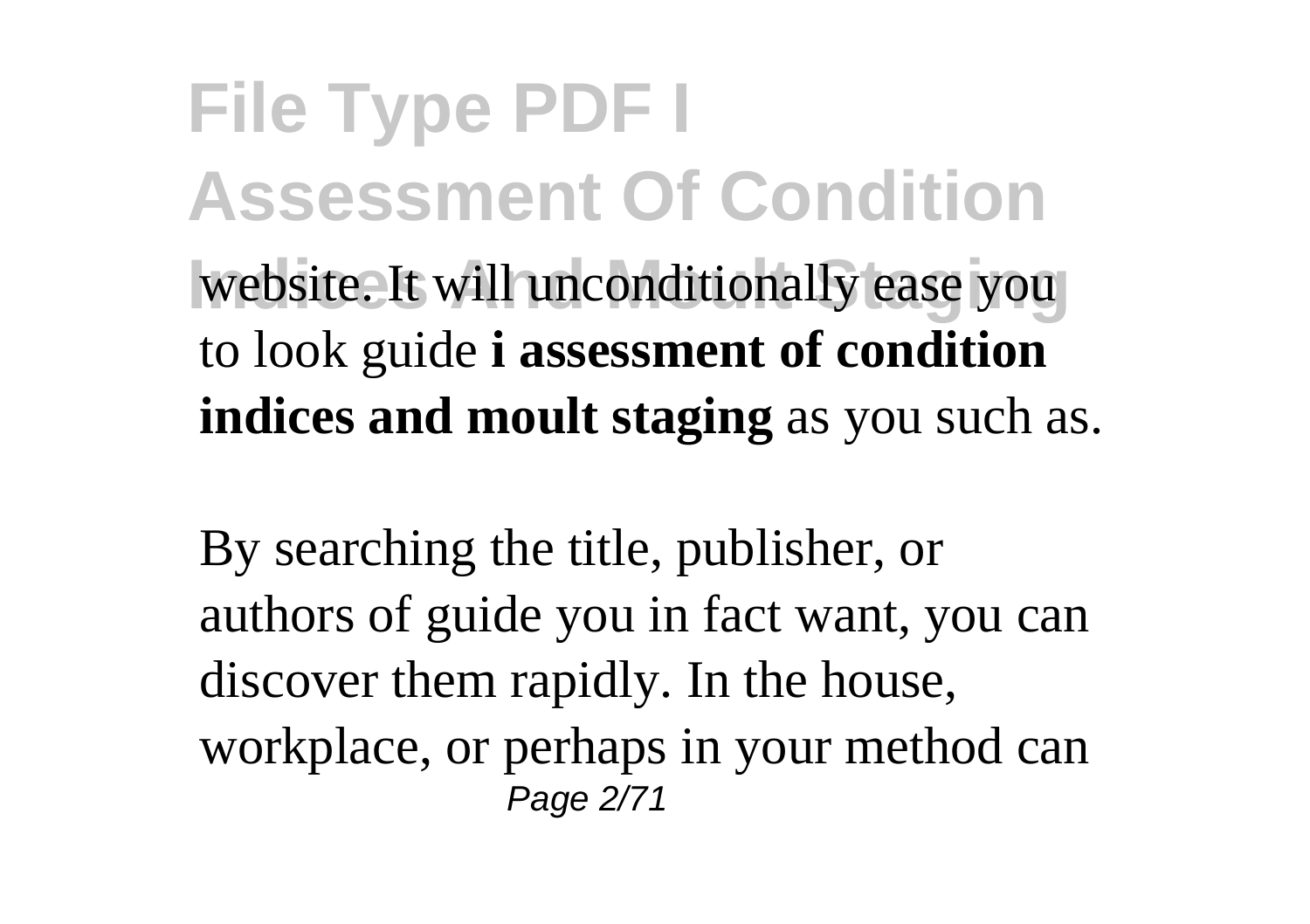website. It will unconditionally ease you to look guide **i assessment of condition indices and moult staging** as you such as.

By searching the title, publisher, or authors of guide you in fact want, you can discover them rapidly. In the house, workplace, or perhaps in your method can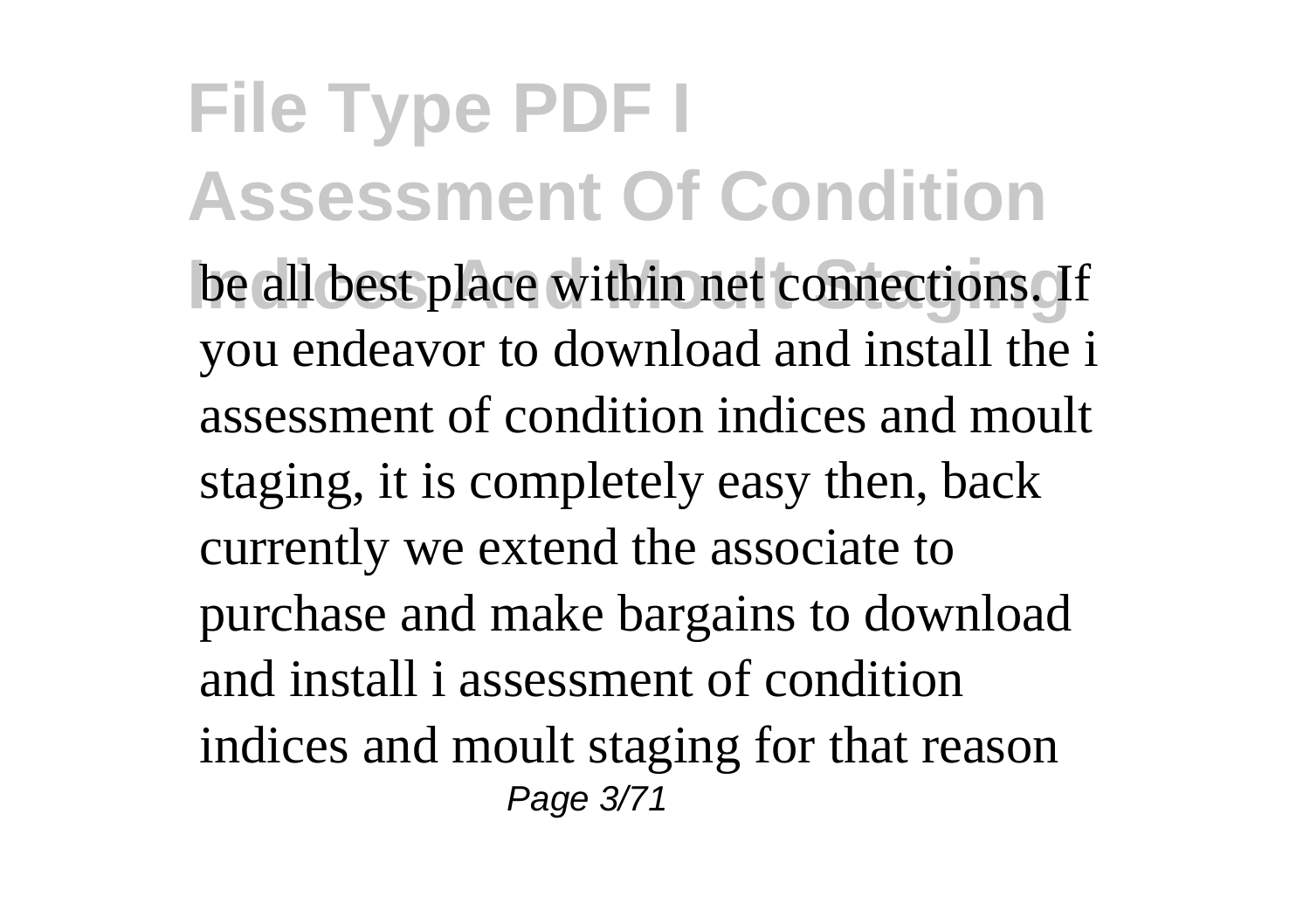be all best place within net connections. If you endeavor to download and install the i assessment of condition indices and moult staging, it is completely easy then, back currently we extend the associate to purchase and make bargains to download and install i assessment of condition indices and moult staging for that reason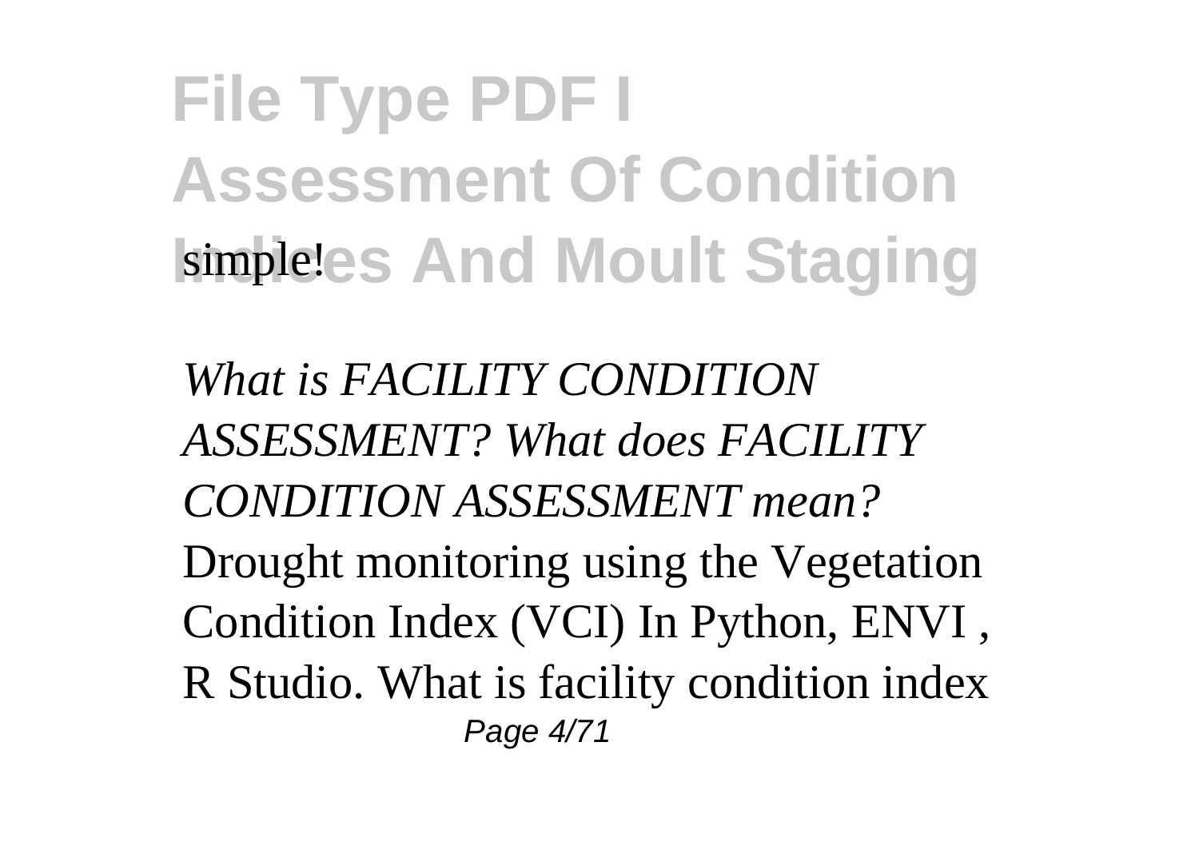simple!

*What is FACILITY CONDITION ASSESSMENT? What does FACILITY CONDITION ASSESSMENT mean?* Drought monitoring using the Vegetation Condition Index (VCI) In Python, ENVI , R Studio. What is facility condition index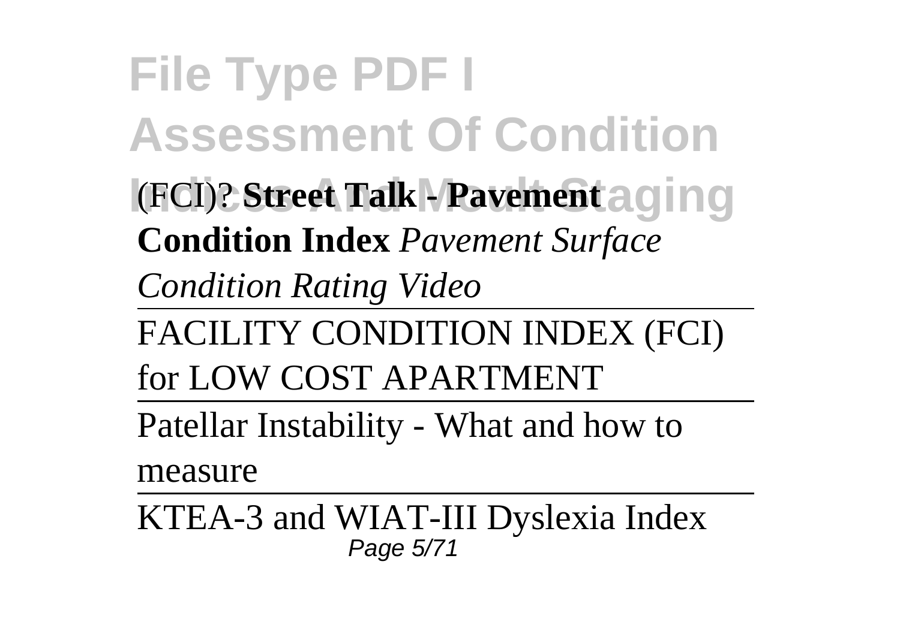(FCI)? **Street Talk - Pavement Condition Index** *Pavement Surface Condition Rating Video*

---

FACILITY CONDITION INDEX (FCI) for LOW COST APARTMENT

---

Patellar Instability - What and how to measure

---

KTEA-3 and WIAT-III Dyslexia Index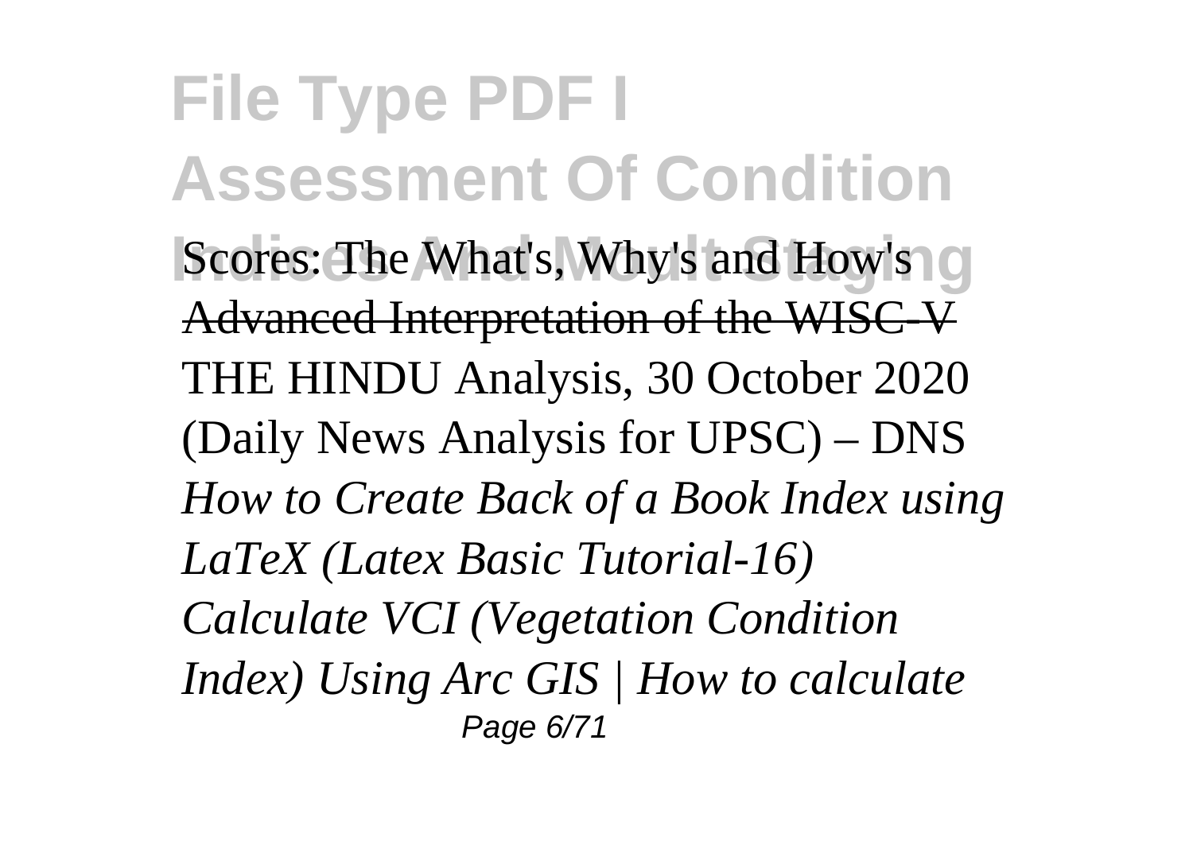Scores: The What's, Why's and How's Advanced Interpretation of the WISC-V

THE HINDU Analysis, 30 October 2020 (Daily News Analysis for UPSC) – DNS

*How to Create Back of a Book Index using LaTeX (Latex Basic Tutorial-16)*

*Calculate VCI (Vegetation Condition Index) Using Arc GIS | How to calculate*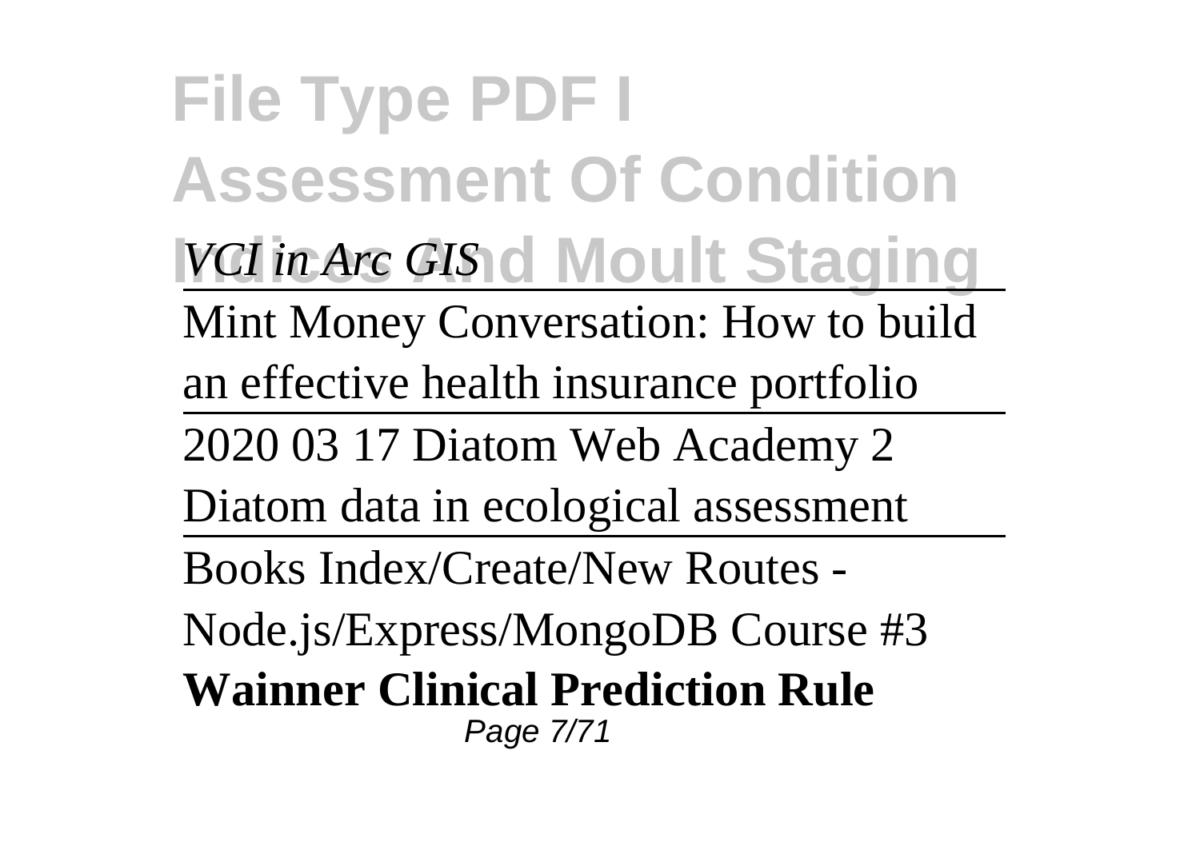*VCI in Arc GIS*

---

Mint Money Conversation: How to build an effective health insurance portfolio

---

2020 03 17 Diatom Web Academy 2 Diatom data in ecological assessment

---

Books Index/Create/New Routes - Node.js/Express/MongoDB Course #3

**Wainner Clinical Prediction Rule**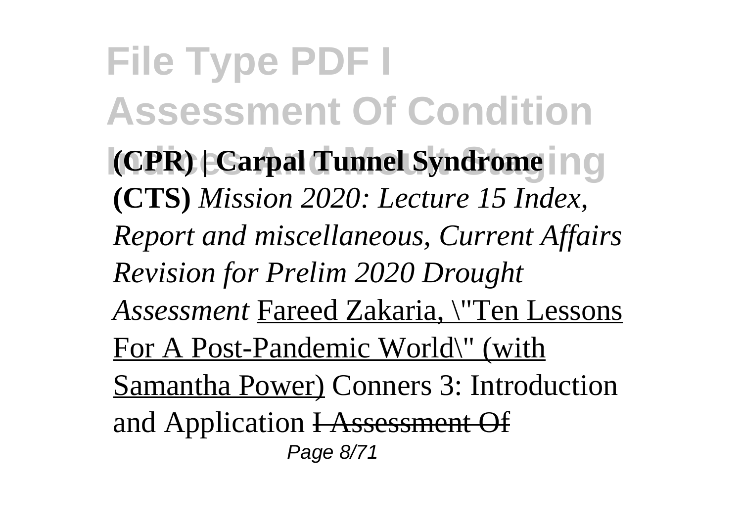**(CPR) | Carpal Tunnel Syndrome (CTS)** *Mission 2020: Lecture 15 Index, Report and miscellaneous, Current Affairs Revision for Prelim 2020 Drought Assessment* Fareed Zakaria, \"Ten Lessons For A Post-Pandemic World\" (with Samantha Power) Conners 3: Introduction and Application ~~I Assessment Of~~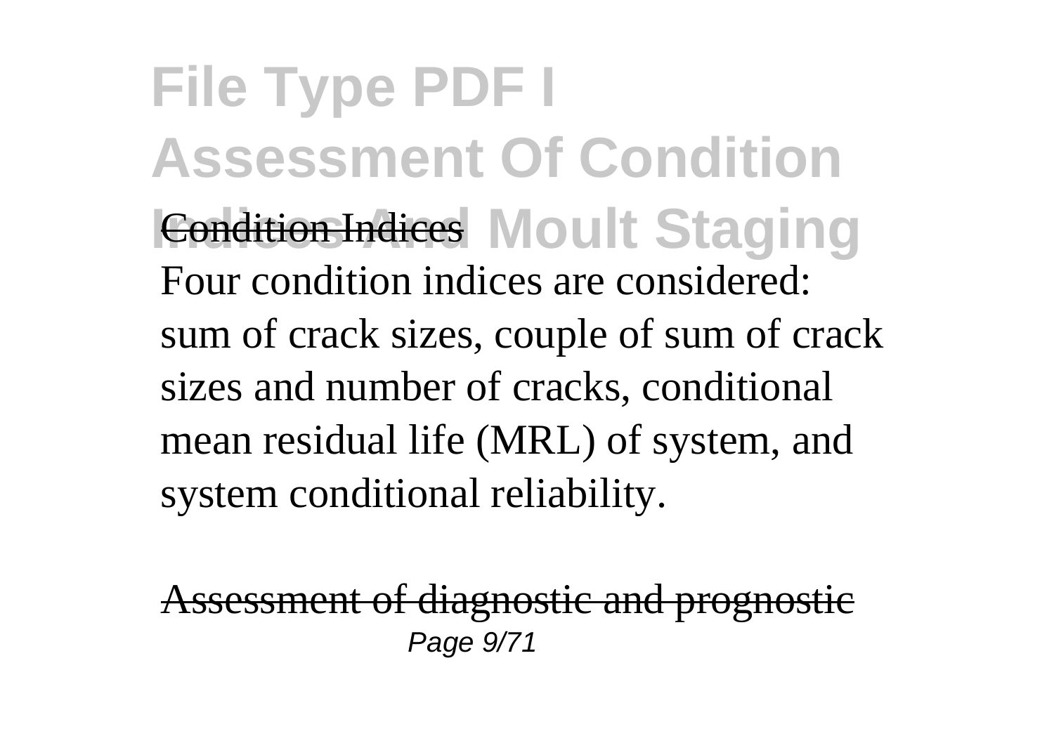Condition Indices

Four condition indices are considered: sum of crack sizes, couple of sum of crack sizes and number of cracks, conditional mean residual life (MRL) of system, and system conditional reliability.

Assessment of diagnostic and prognostic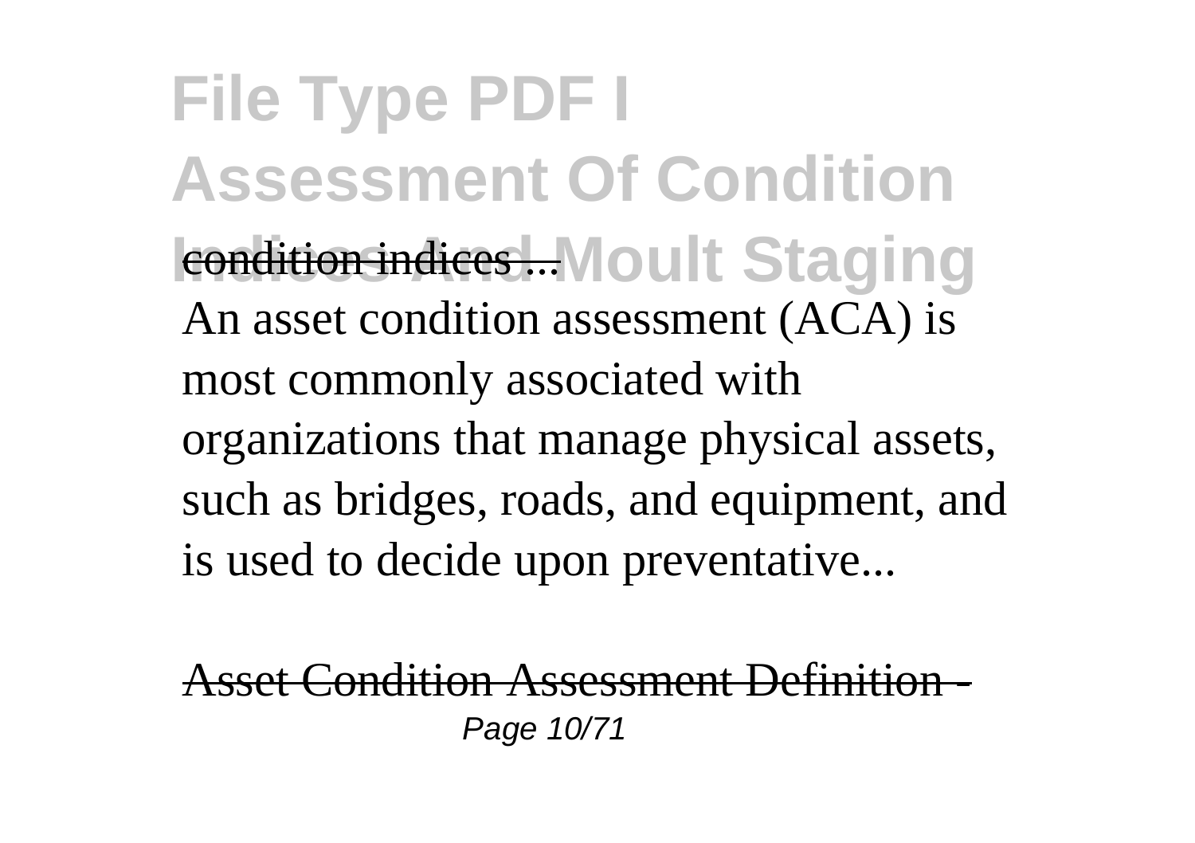condition indices ...

An asset condition assessment (ACA) is most commonly associated with organizations that manage physical assets, such as bridges, roads, and equipment, and is used to decide upon preventative...

Asset Condition Assessment Definition -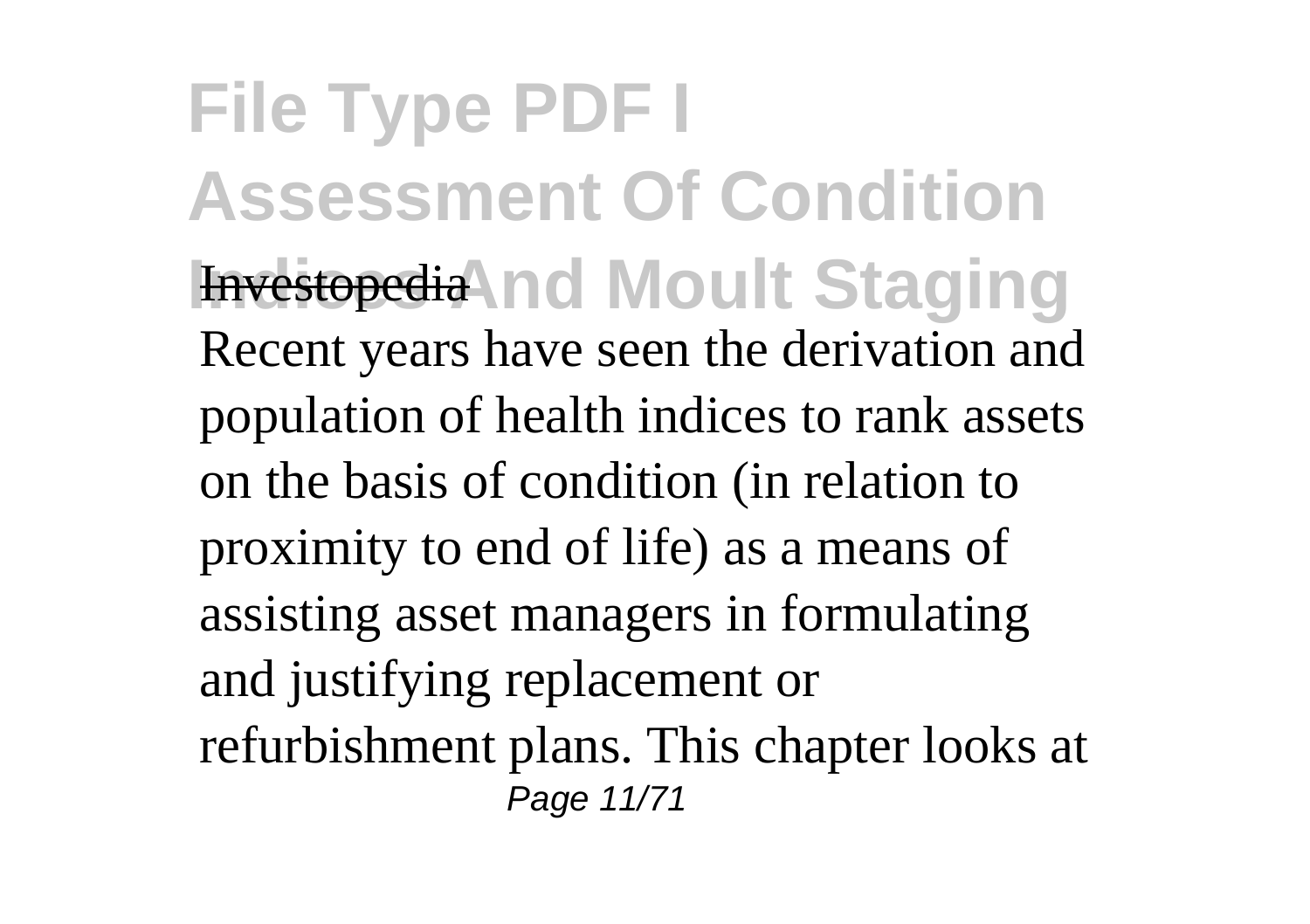Investopedia

Recent years have seen the derivation and population of health indices to rank assets on the basis of condition (in relation to proximity to end of life) as a means of assisting asset managers in formulating and justifying replacement or refurbishment plans. This chapter looks at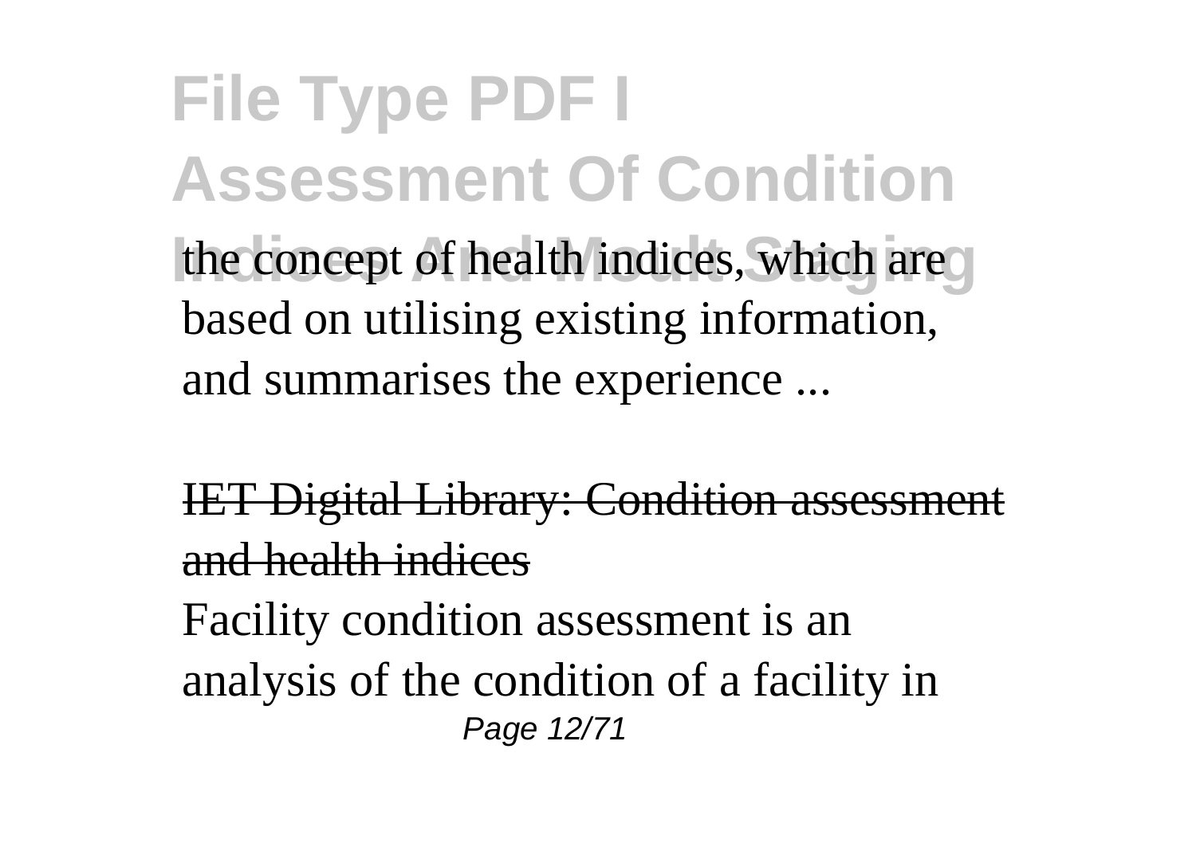the concept of health indices, which are based on utilising existing information, and summarises the experience ...

IET Digital Library: Condition assessment and health indices

Facility condition assessment is an analysis of the condition of a facility in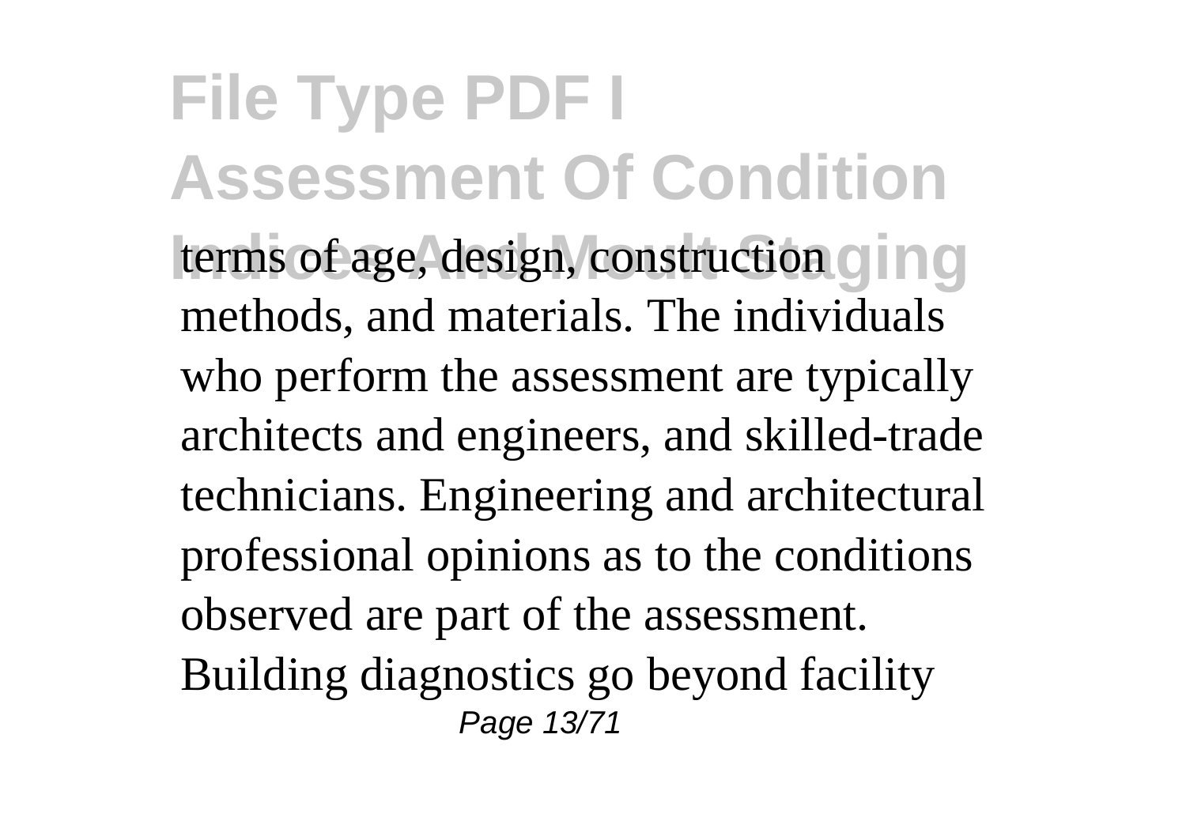terms of age, design, construction methods, and materials. The individuals who perform the assessment are typically architects and engineers, and skilled-trade technicians. Engineering and architectural professional opinions as to the conditions observed are part of the assessment. Building diagnostics go beyond facility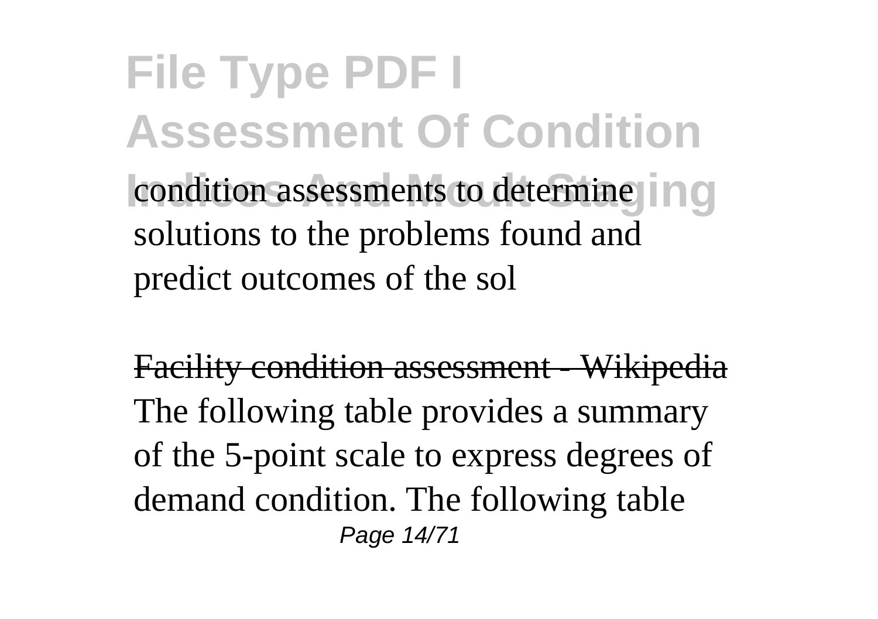condition assessments to determine solutions to the problems found and predict outcomes of the sol

Facility condition assessment - Wikipedia

The following table provides a summary of the 5-point scale to express degrees of demand condition. The following table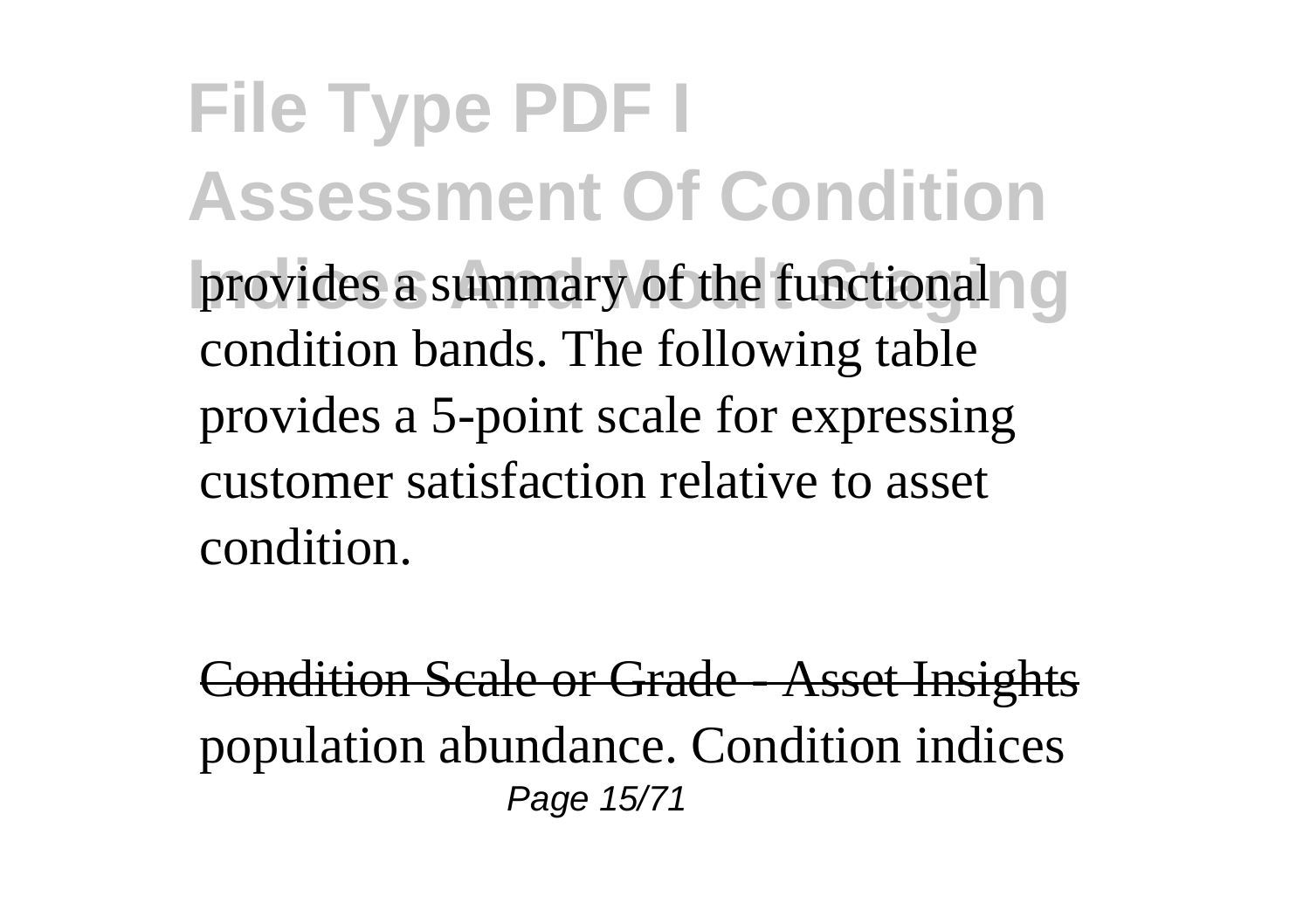provides a summary of the functional condition bands. The following table provides a 5-point scale for expressing customer satisfaction relative to asset condition.

Condition Scale or Grade - Asset Insights

population abundance. Condition indices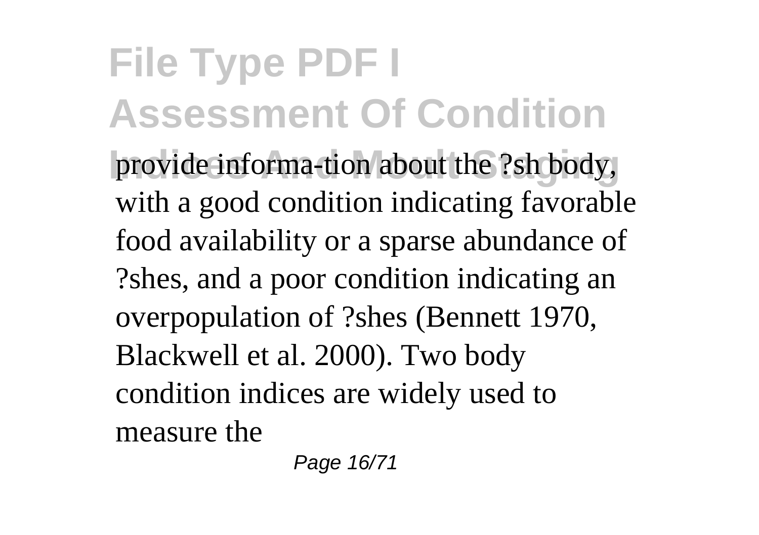provide informa-tion about the ?sh body, with a good condition indicating favorable food availability or a sparse abundance of ?shes, and a poor condition indicating an overpopulation of ?shes (Bennett 1970, Blackwell et al. 2000). Two body condition indices are widely used to measure the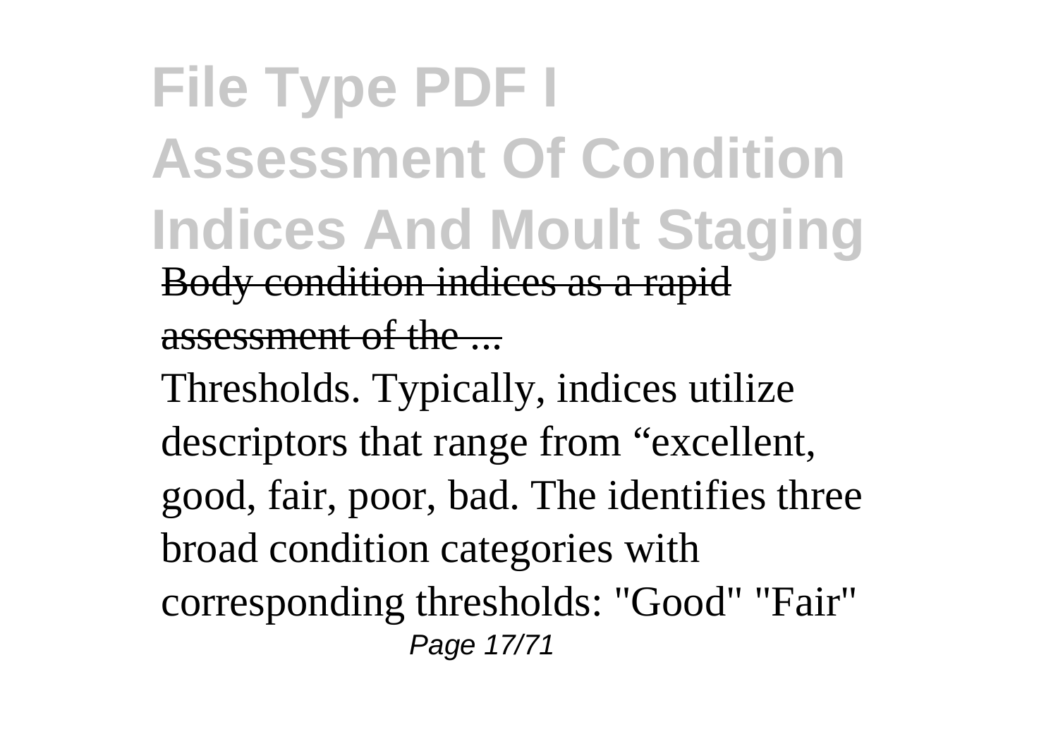Body condition indices as a rapid assessment of the ...

Thresholds. Typically, indices utilize descriptors that range from "excellent, good, fair, poor, bad. The identifies three broad condition categories with corresponding thresholds: "Good" "Fair"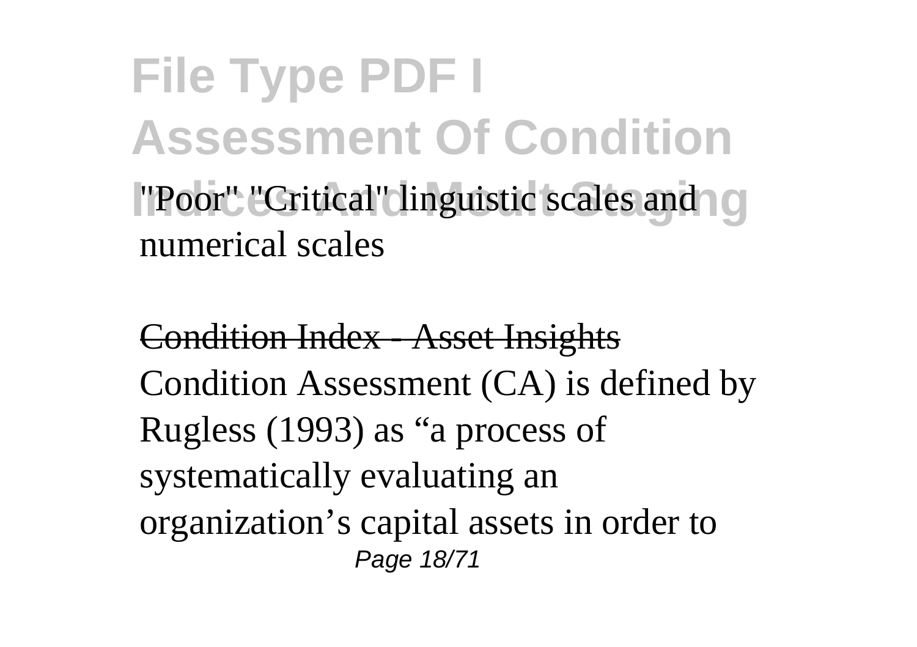"Poor" "Critical" linguistic scales and numerical scales

Condition Index - Asset Insights

Condition Assessment (CA) is defined by Rugless (1993) as “a process of systematically evaluating an organization’s capital assets in order to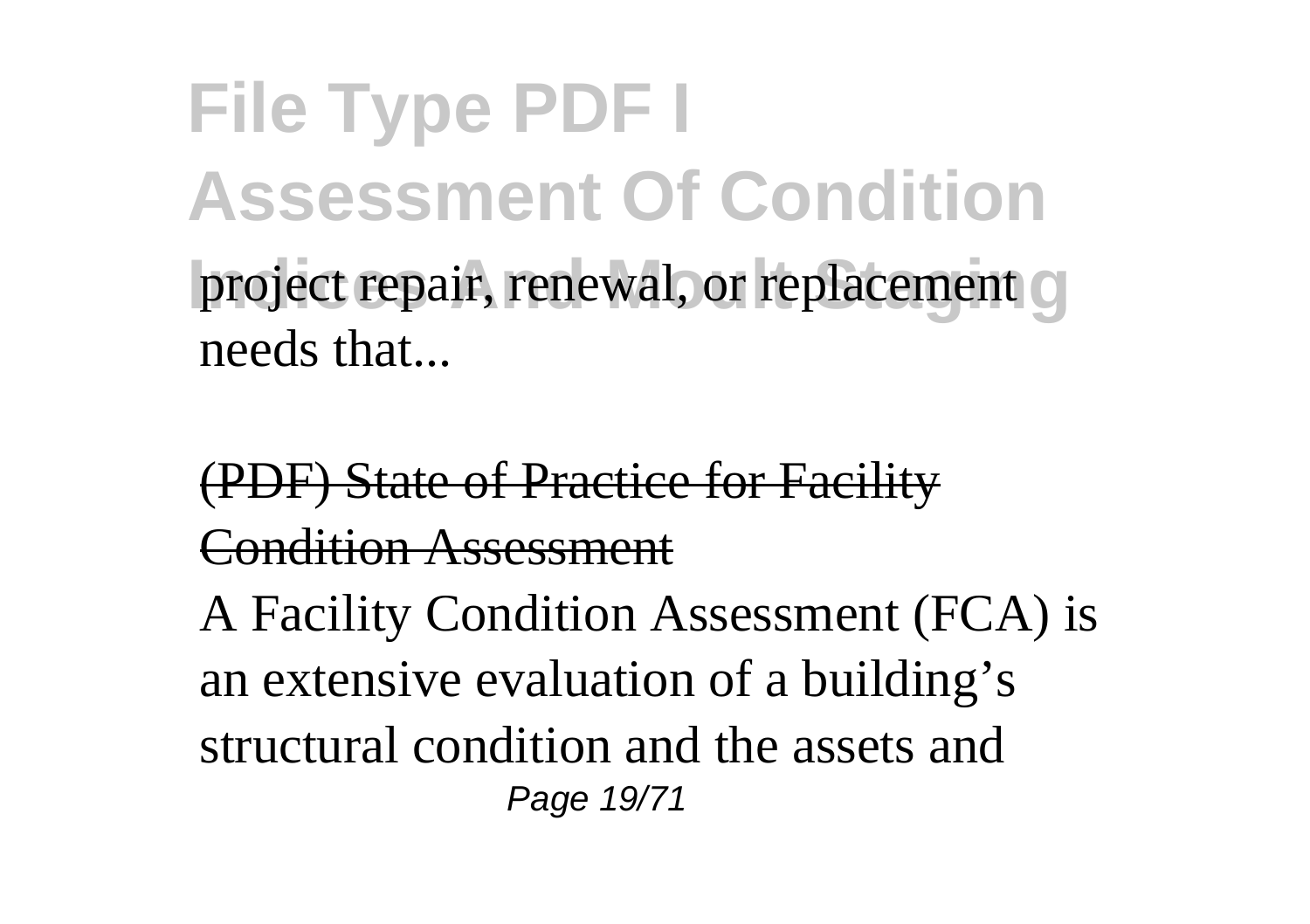project repair, renewal, or replacement needs that...

(PDF) State of Practice for Facility Condition Assessment

A Facility Condition Assessment (FCA) is an extensive evaluation of a building's structural condition and the assets and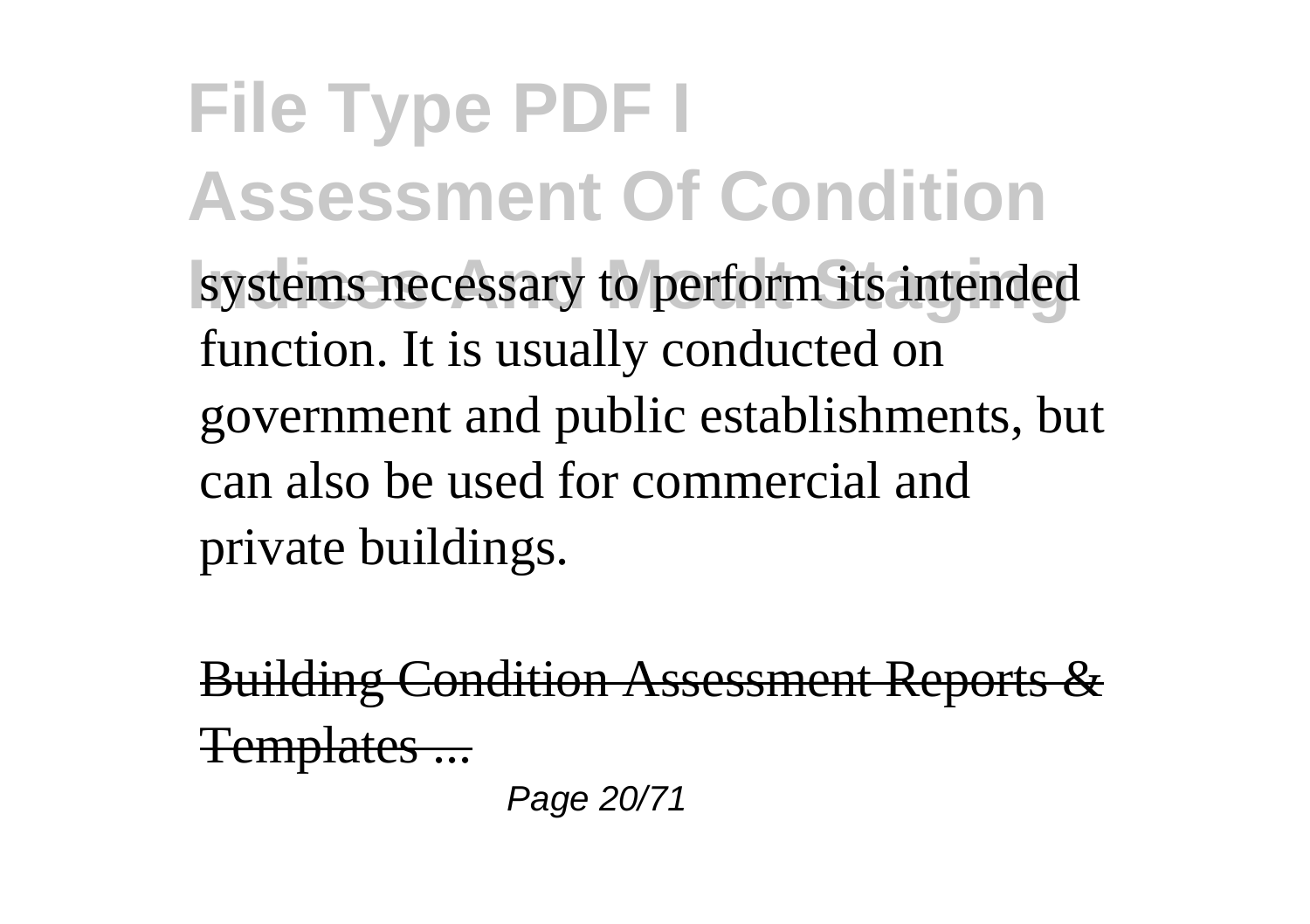systems necessary to perform its intended function. It is usually conducted on government and public establishments, but can also be used for commercial and private buildings.

Building Condition Assessment Reports & Templates ...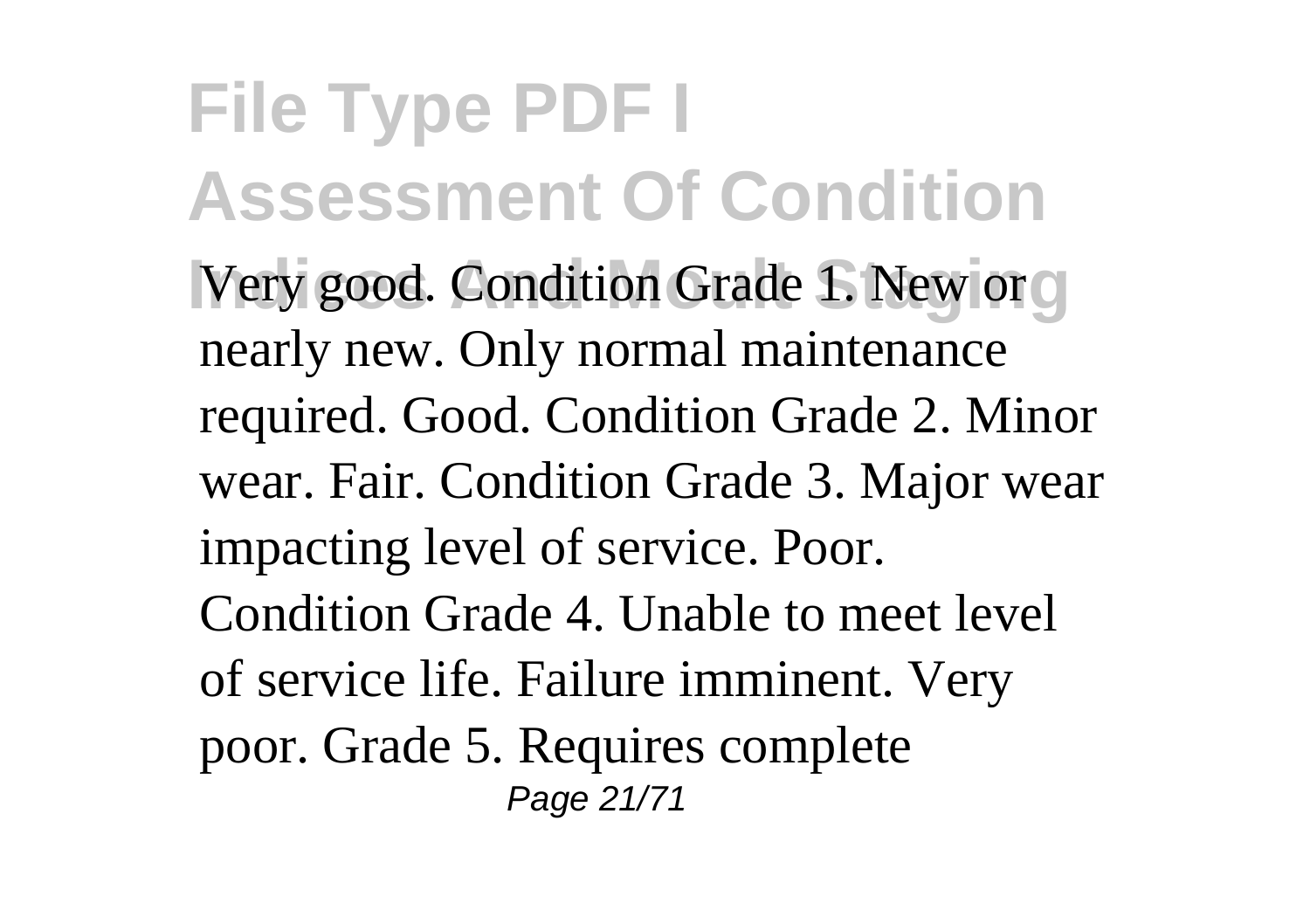Very good. Condition Grade 1. New or nearly new. Only normal maintenance required. Good. Condition Grade 2. Minor wear. Fair. Condition Grade 3. Major wear impacting level of service. Poor. Condition Grade 4. Unable to meet level of service life. Failure imminent. Very poor. Grade 5. Requires complete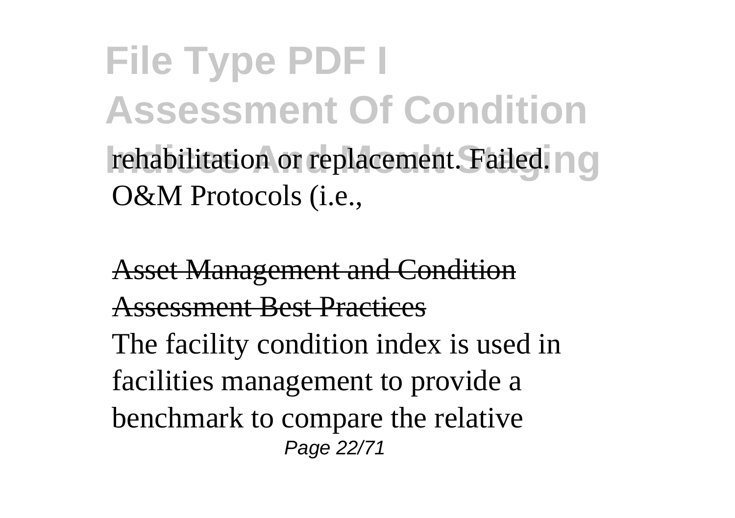rehabilitation or replacement. Failed. O&M Protocols (i.e.,

Asset Management and Condition Assessment Best Practices

The facility condition index is used in facilities management to provide a benchmark to compare the relative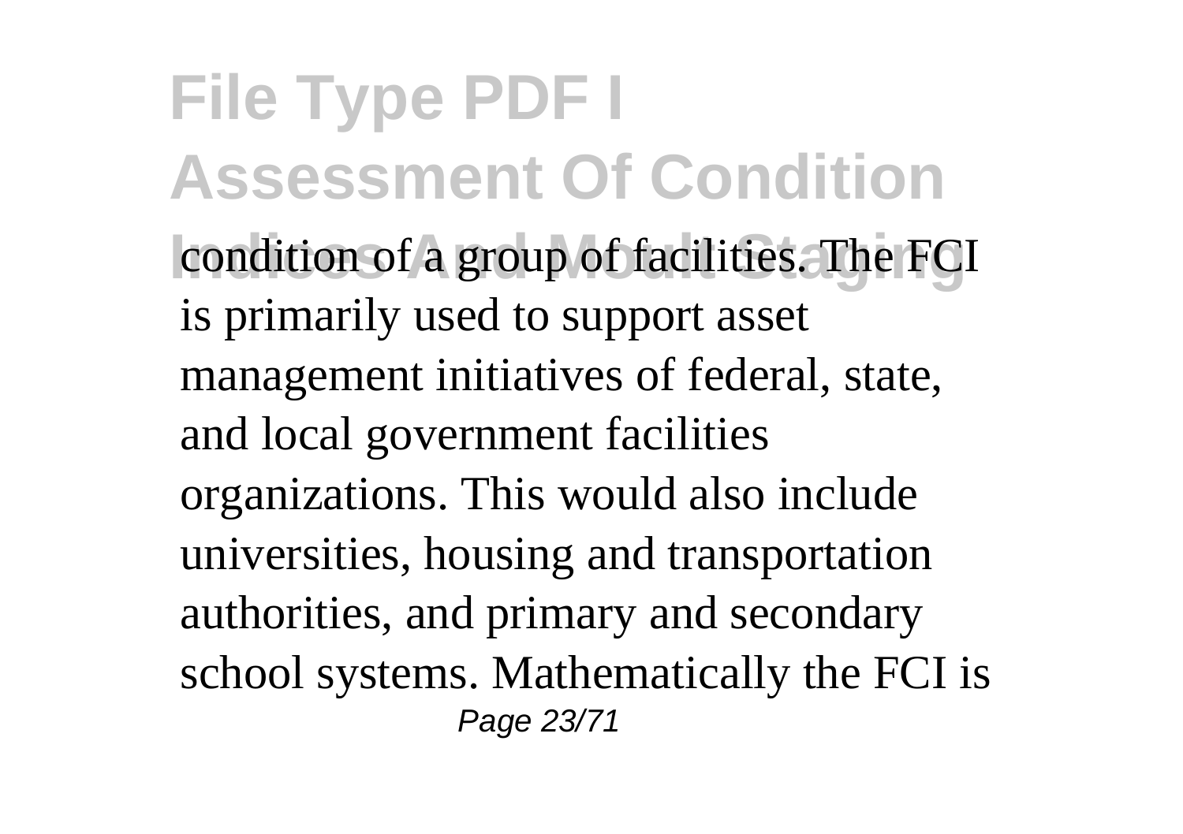condition of a group of facilities. The FCI is primarily used to support asset management initiatives of federal, state, and local government facilities organizations. This would also include universities, housing and transportation authorities, and primary and secondary school systems. Mathematically the FCI is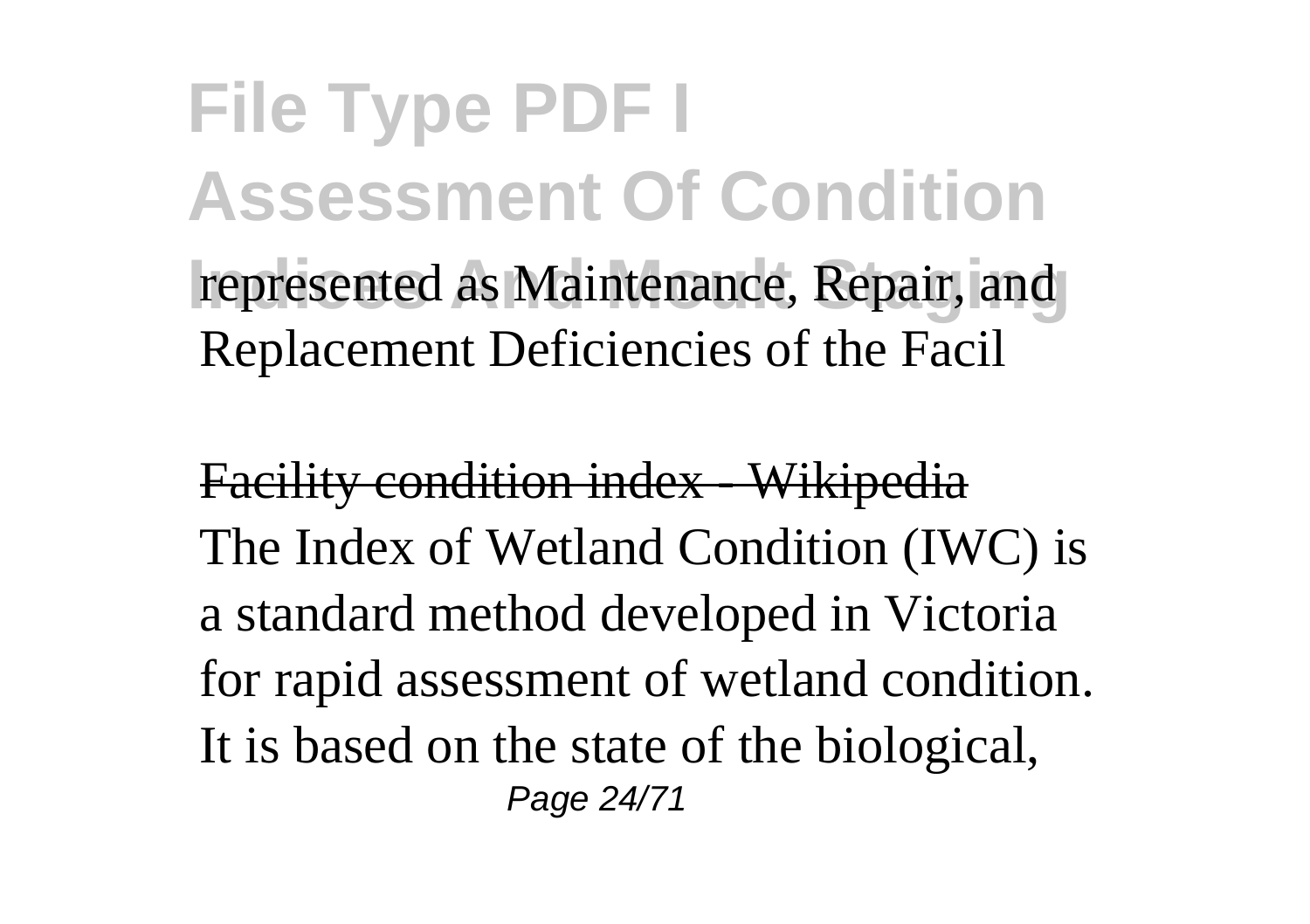represented as Maintenance, Repair, and Replacement Deficiencies of the Facil

Facility condition index - Wikipedia

The Index of Wetland Condition (IWC) is a standard method developed in Victoria for rapid assessment of wetland condition. It is based on the state of the biological,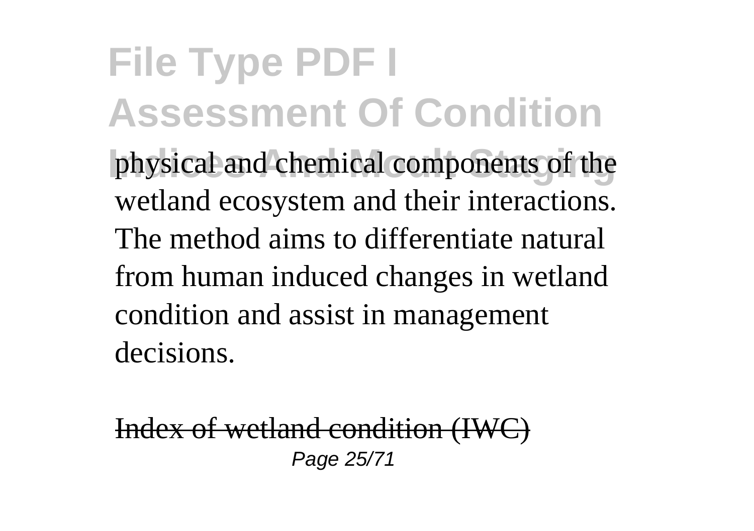physical and chemical components of the wetland ecosystem and their interactions. The method aims to differentiate natural from human induced changes in wetland condition and assist in management decisions.

Index of wetland condition (IWC)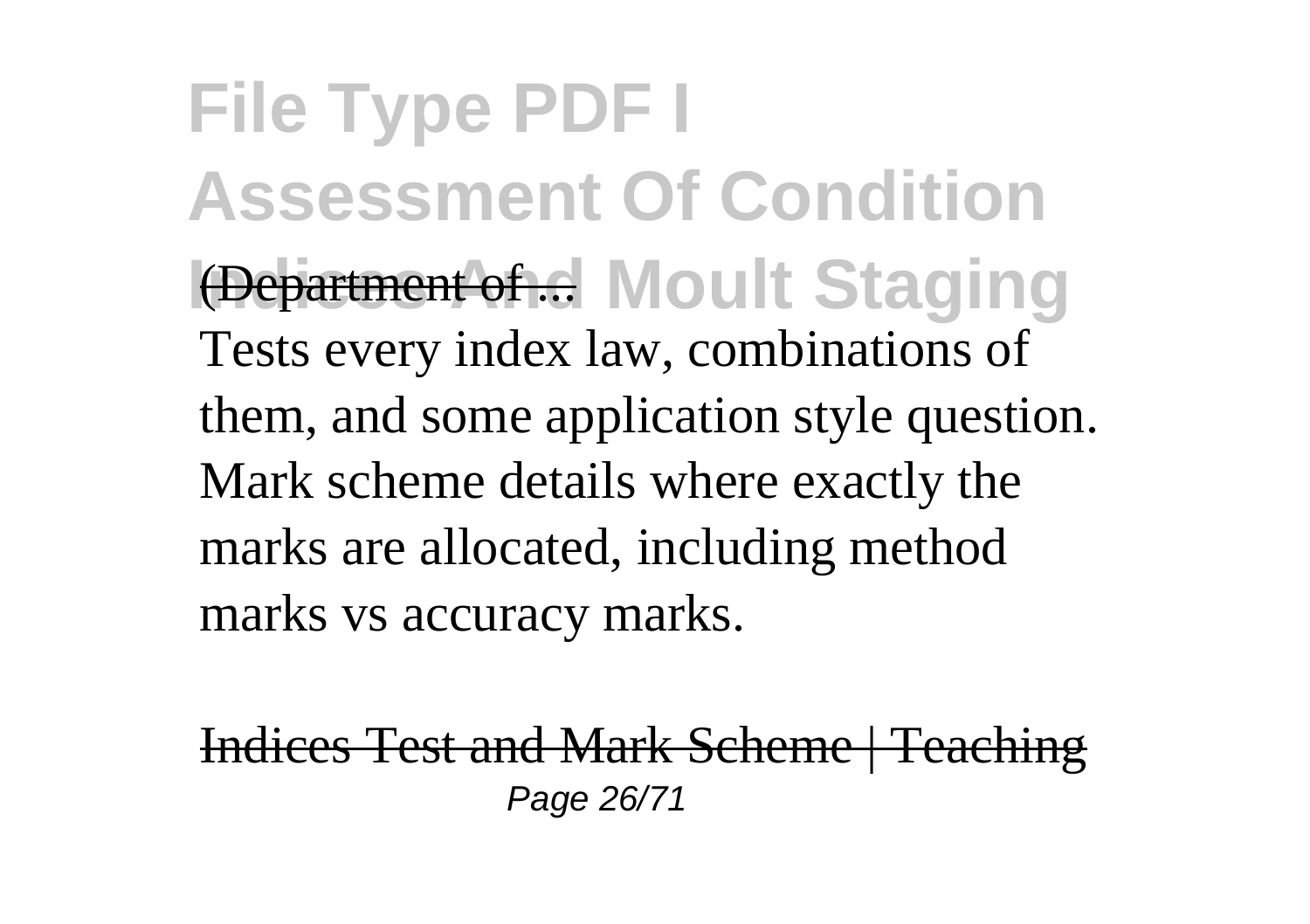(Department of ...

Tests every index law, combinations of them, and some application style question. Mark scheme details where exactly the marks are allocated, including method marks vs accuracy marks.

Indices Test and Mark Scheme | Teaching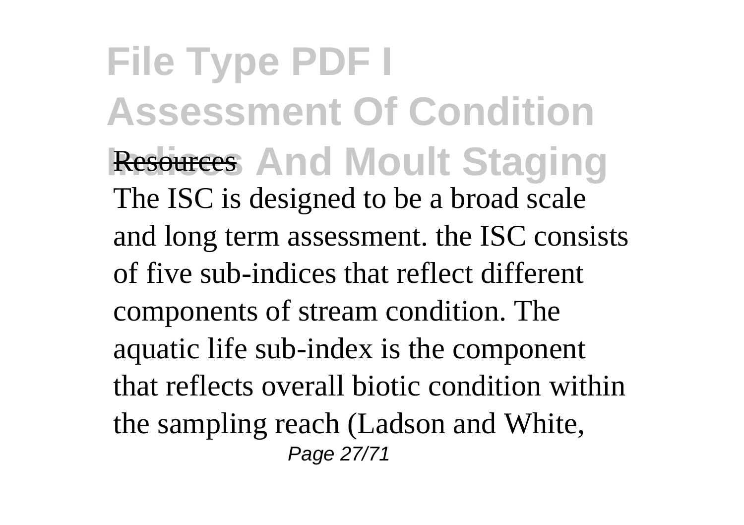Resources

The ISC is designed to be a broad scale and long term assessment. the ISC consists of five sub-indices that reflect different components of stream condition. The aquatic life sub-index is the component that reflects overall biotic condition within the sampling reach (Ladson and White,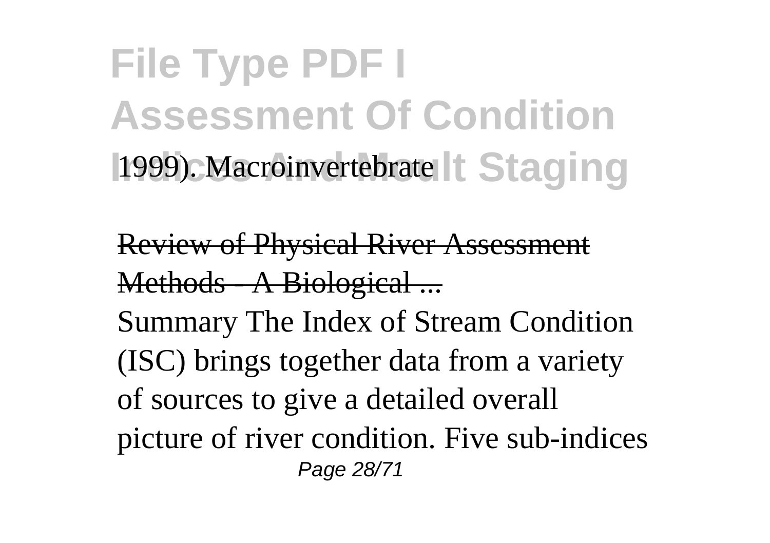1999). Macroinvertebrate

Review of Physical River Assessment Methods - A Biological ...

Summary The Index of Stream Condition (ISC) brings together data from a variety of sources to give a detailed overall picture of river condition. Five sub-indices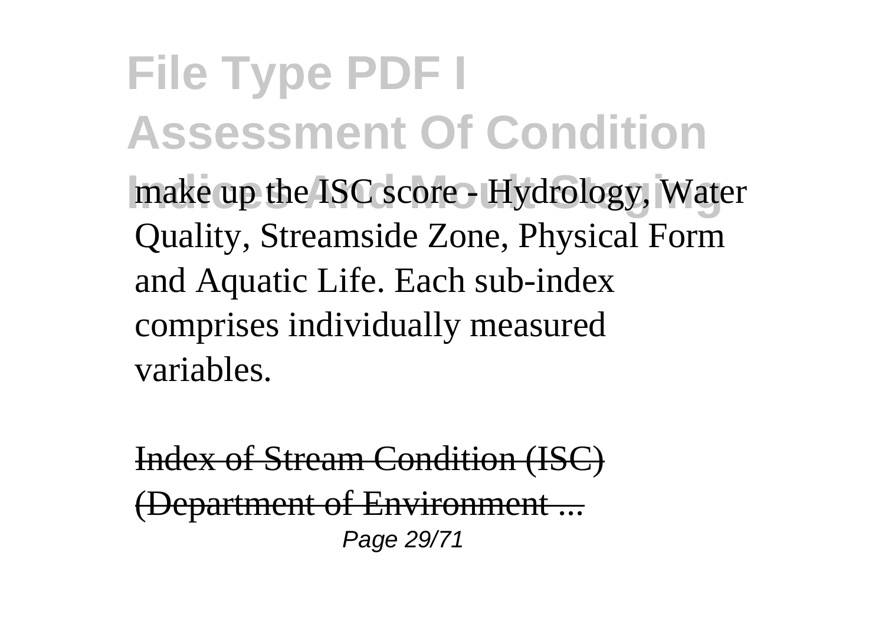make up the ISC score - Hydrology, Water Quality, Streamside Zone, Physical Form and Aquatic Life. Each sub-index comprises individually measured variables.

Index of Stream Condition (ISC) (Department of Environment ...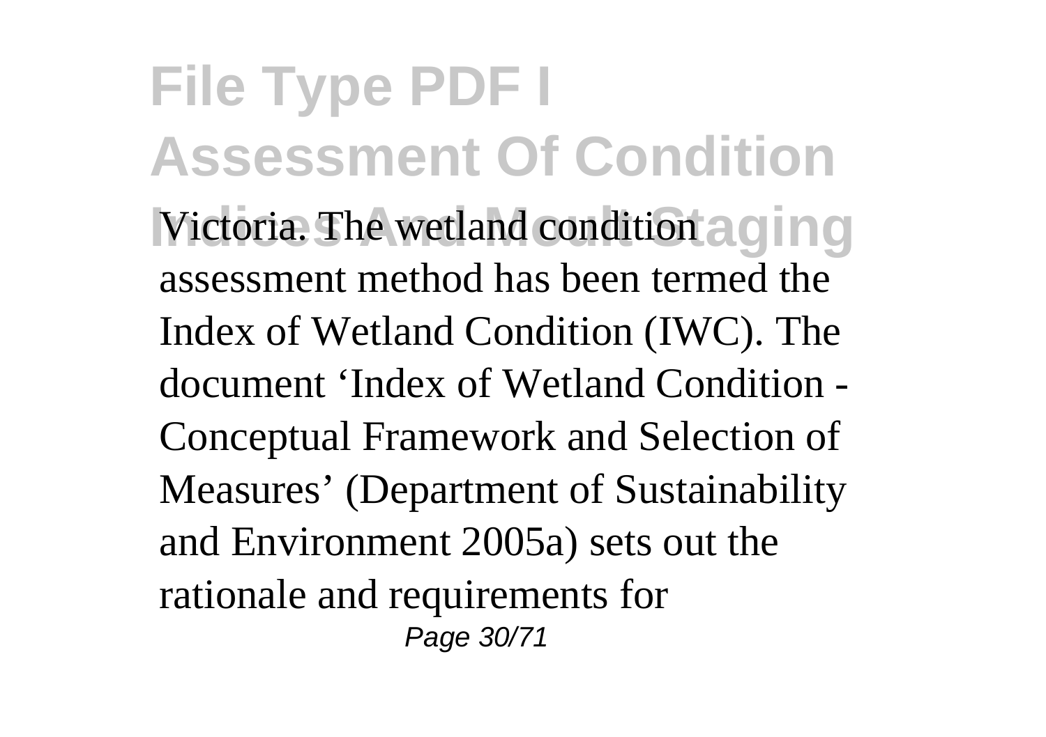Victoria. The wetland condition assessment method has been termed the Index of Wetland Condition (IWC). The document 'Index of Wetland Condition - Conceptual Framework and Selection of Measures' (Department of Sustainability and Environment 2005a) sets out the rationale and requirements for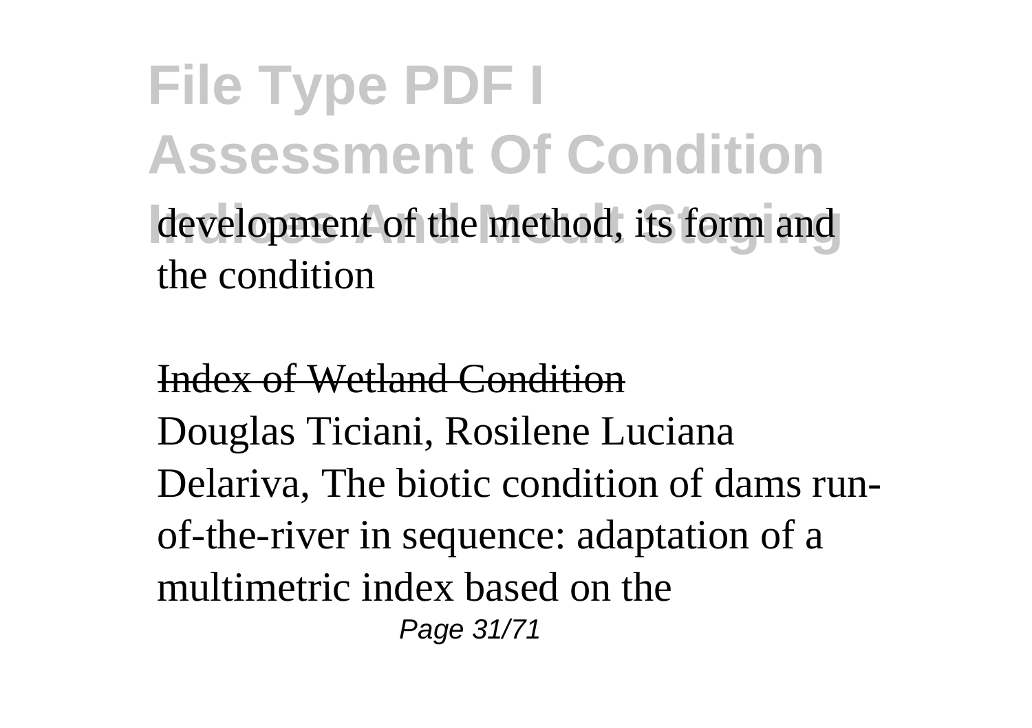development of the method, its form and the condition

Index of Wetland Condition

Douglas Ticiani, Rosilene Luciana Delariva, The biotic condition of dams run-of-the-river in sequence: adaptation of a multimetric index based on the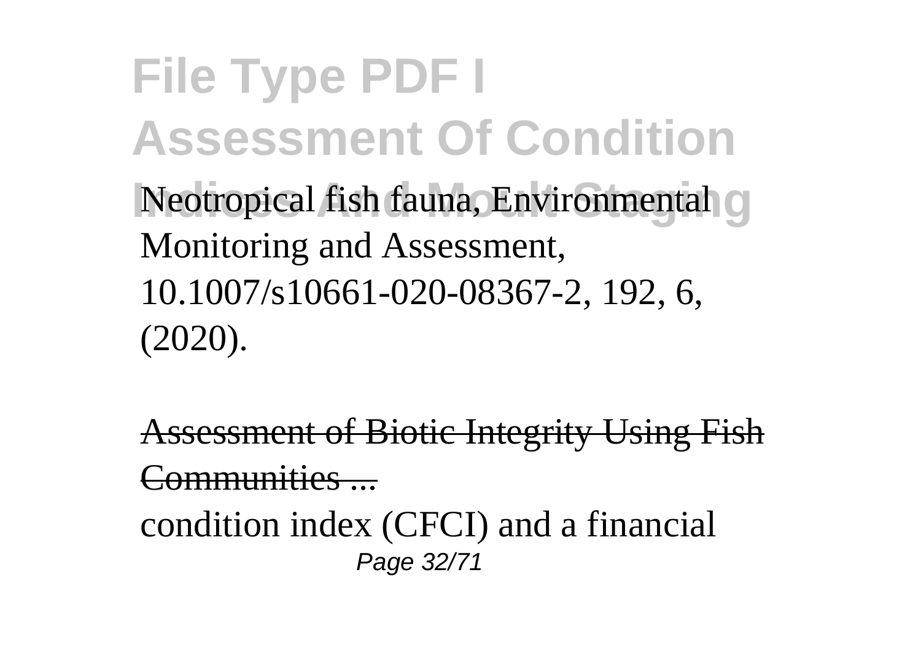Neotropical fish fauna, Environmental Monitoring and Assessment, 10.1007/s10661-020-08367-2, 192, 6, (2020).

Assessment of Biotic Integrity Using Fish Communities ...

condition index (CFCI) and a financial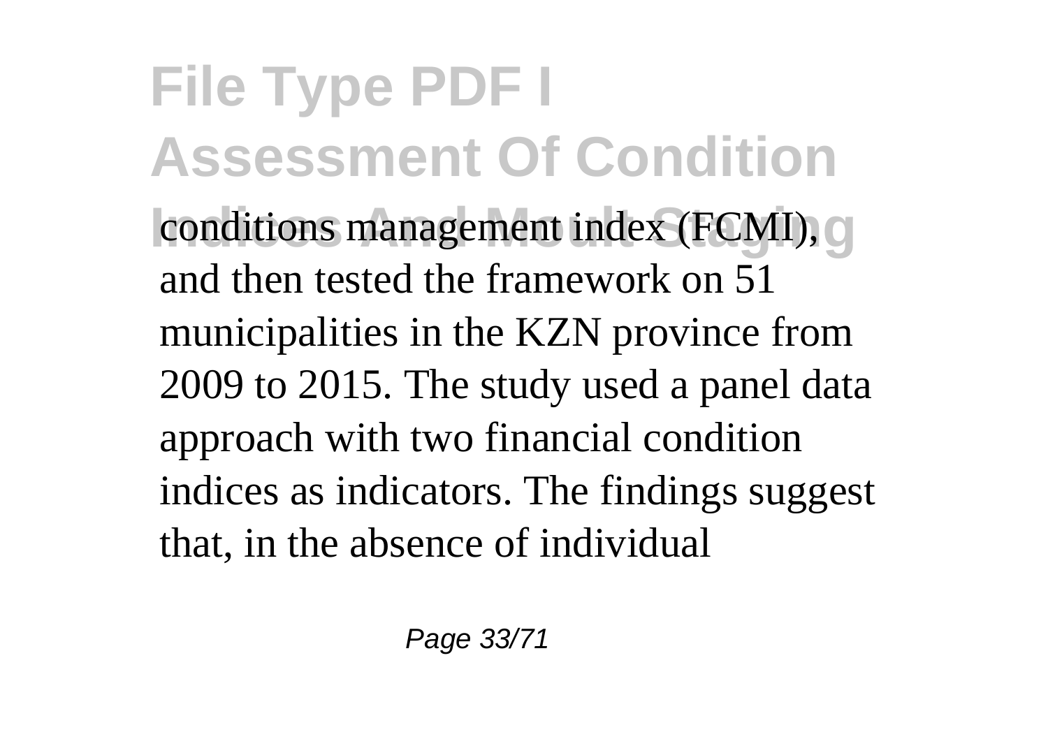conditions management index (FCMI), and then tested the framework on 51 municipalities in the KZN province from 2009 to 2015. The study used a panel data approach with two financial condition indices as indicators. The findings suggest that, in the absence of individual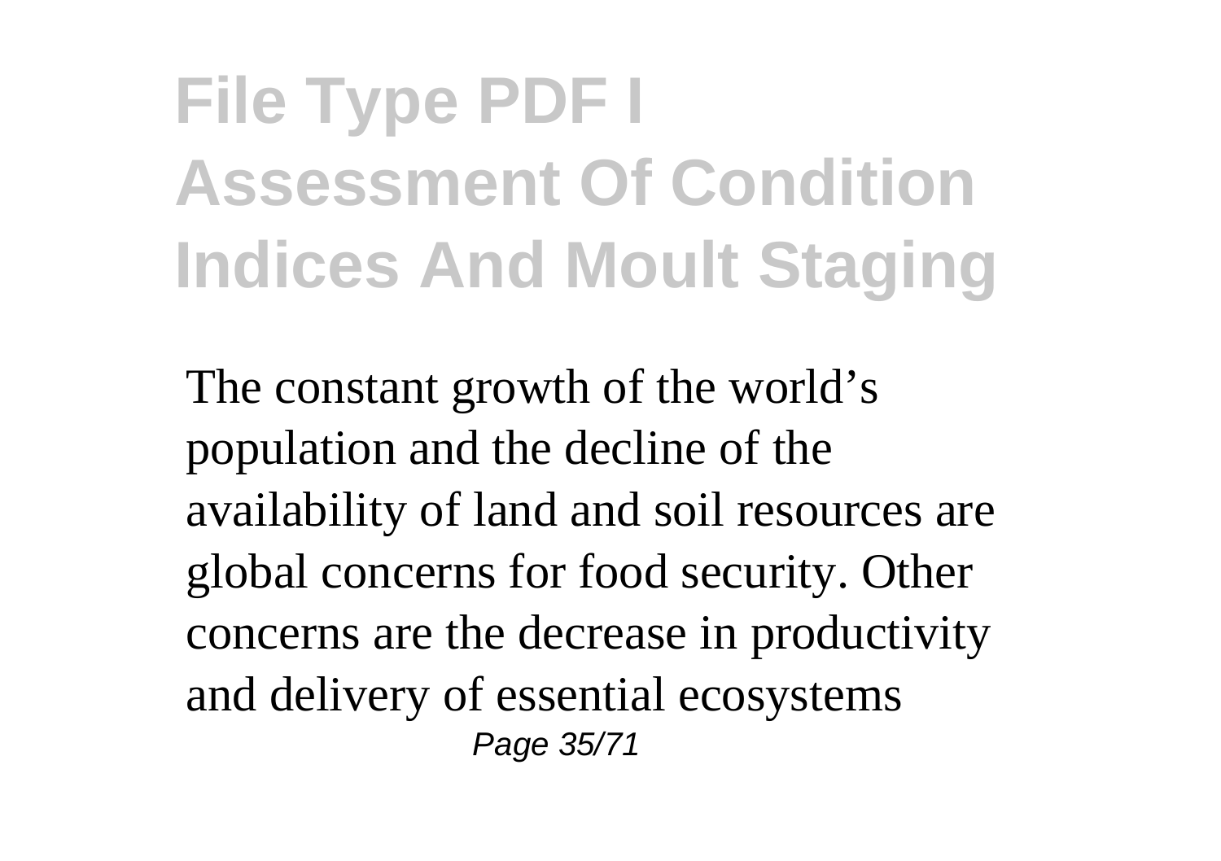# File Type PDF I Assessment Of Condition Indices And Moult Staging

The constant growth of the world's population and the decline of the availability of land and soil resources are global concerns for food security. Other concerns are the decrease in productivity and delivery of essential ecosystems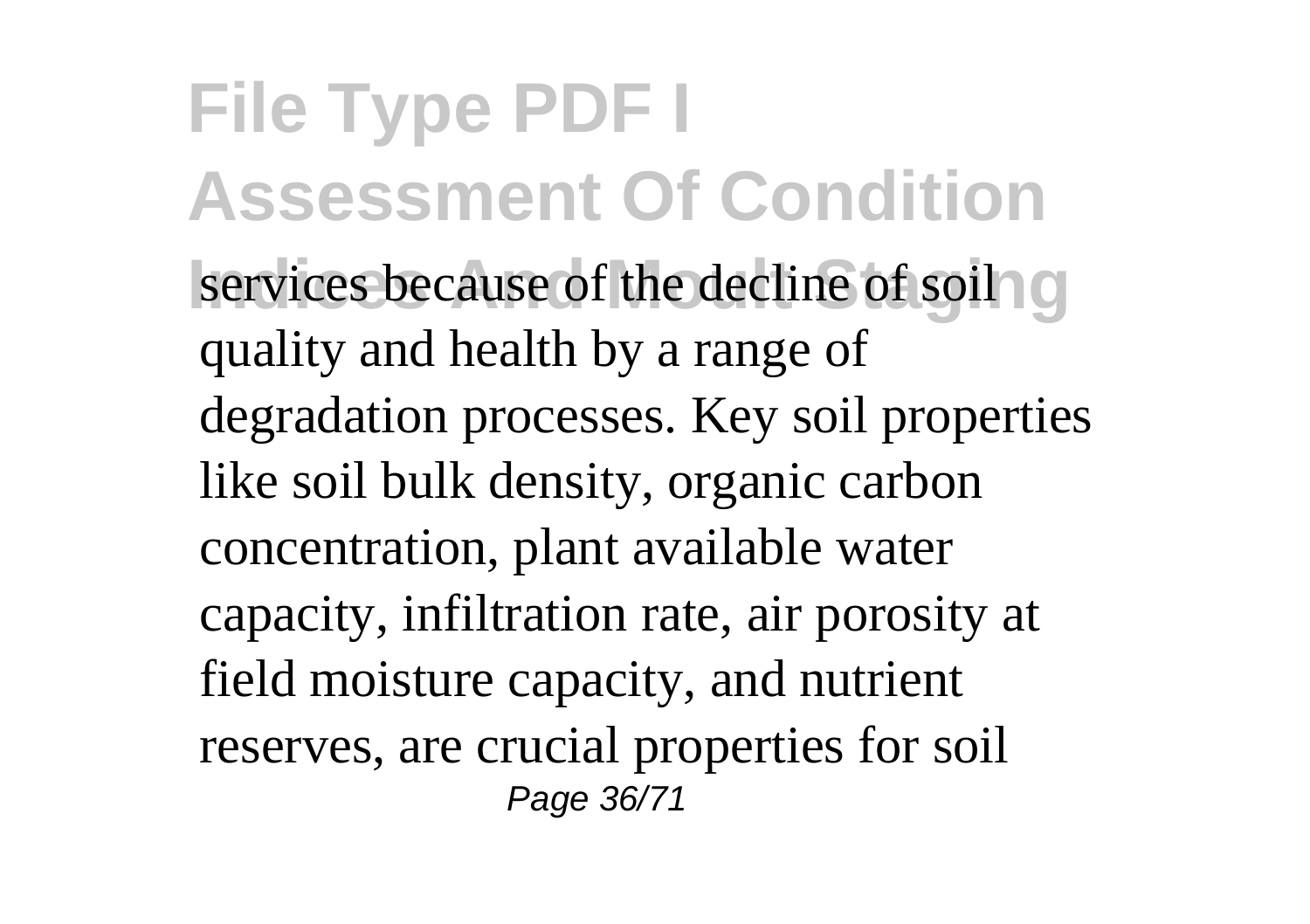services because of the decline of soil quality and health by a range of degradation processes. Key soil properties like soil bulk density, organic carbon concentration, plant available water capacity, infiltration rate, air porosity at field moisture capacity, and nutrient reserves, are crucial properties for soil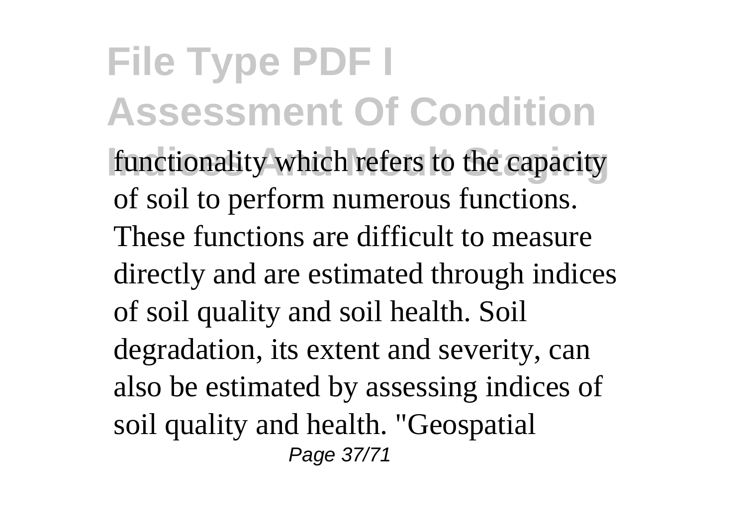functionality which refers to the capacity of soil to perform numerous functions. These functions are difficult to measure directly and are estimated through indices of soil quality and soil health. Soil degradation, its extent and severity, can also be estimated by assessing indices of soil quality and health. "Geospatial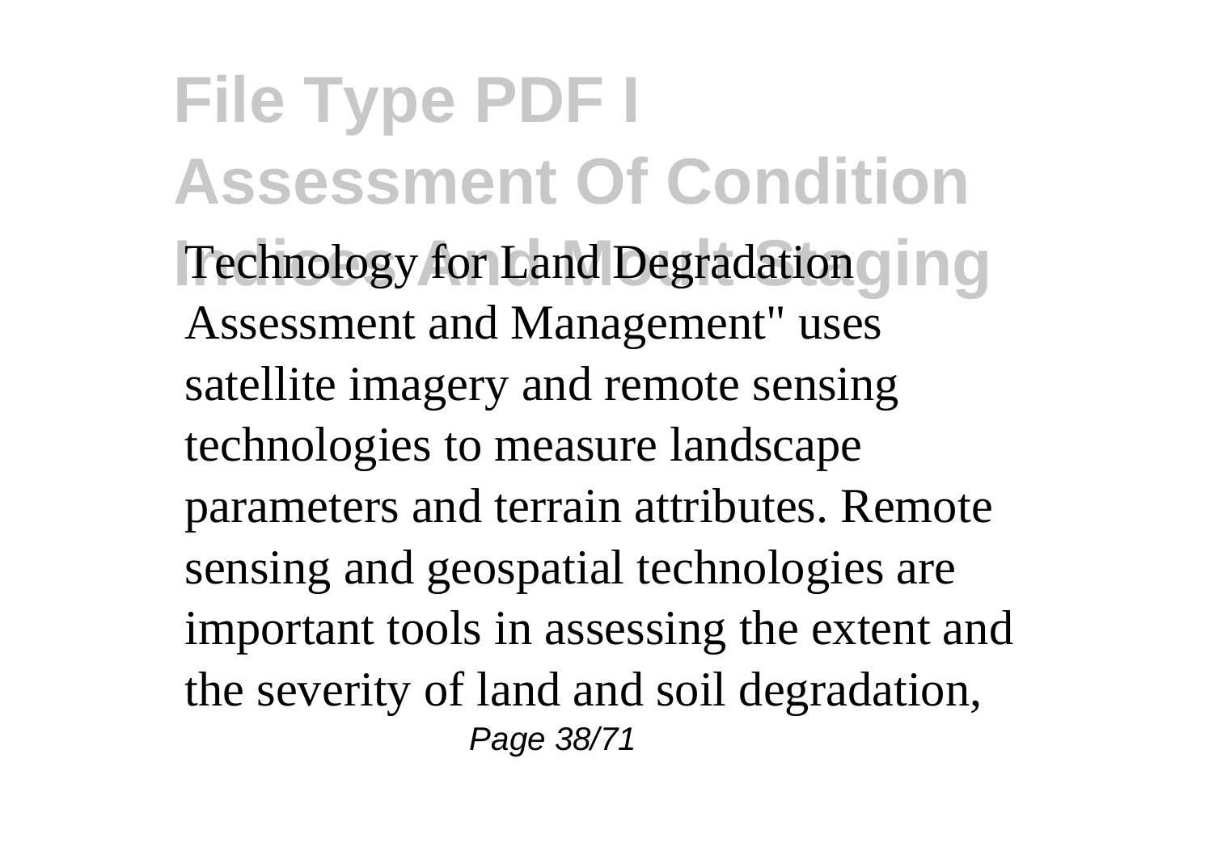Technology for Land Degradation Assessment and Management" uses satellite imagery and remote sensing technologies to measure landscape parameters and terrain attributes. Remote sensing and geospatial technologies are important tools in assessing the extent and the severity of land and soil degradation,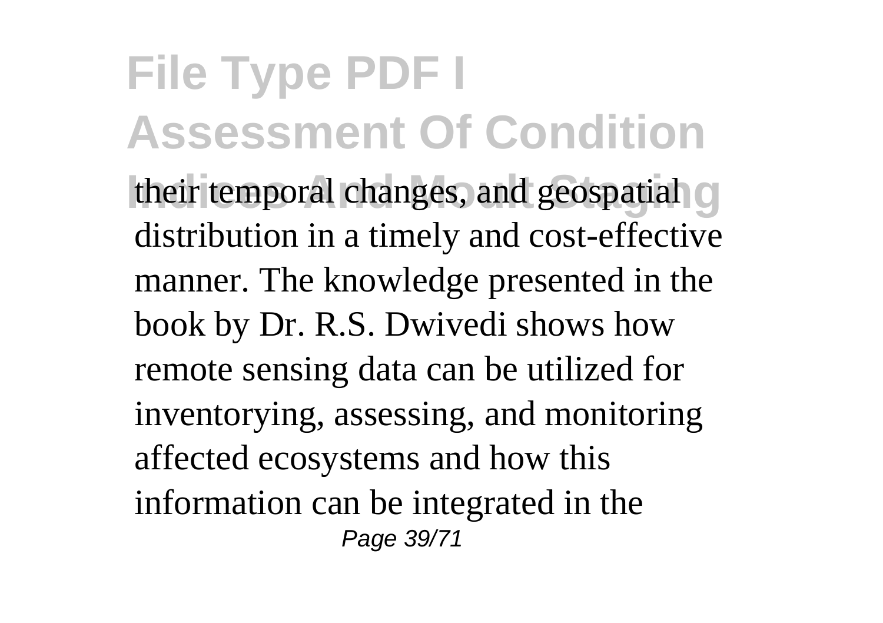their temporal changes, and geospatial distribution in a timely and cost-effective manner. The knowledge presented in the book by Dr. R.S. Dwivedi shows how remote sensing data can be utilized for inventorying, assessing, and monitoring affected ecosystems and how this information can be integrated in the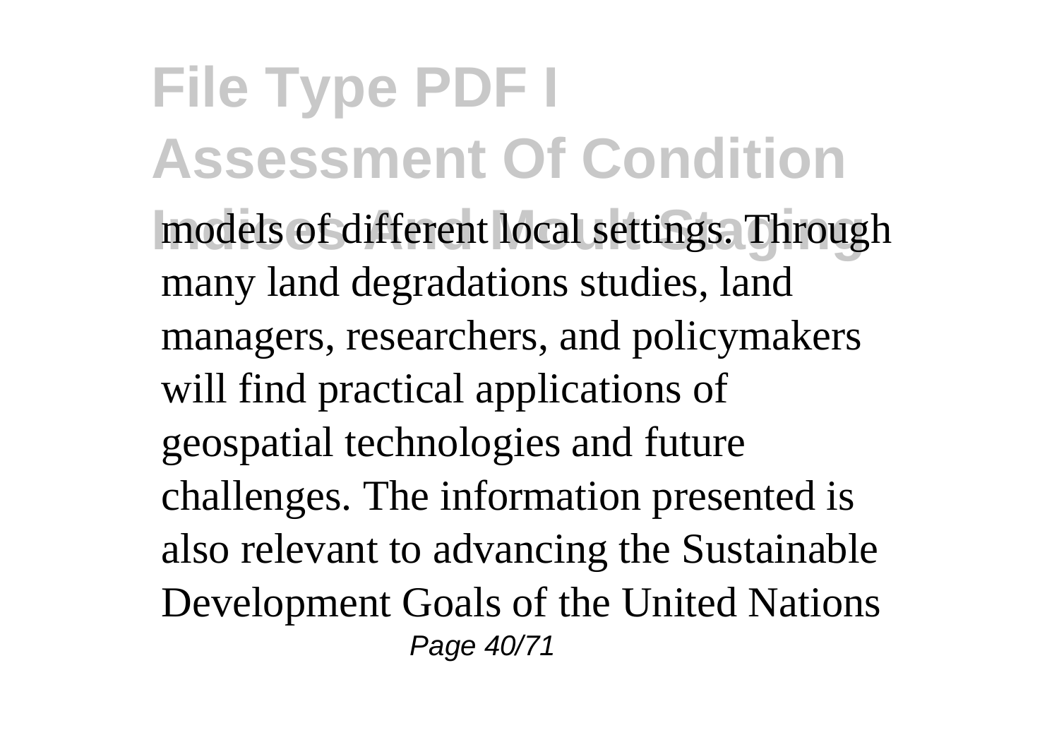models of different local settings. Through many land degradations studies, land managers, researchers, and policymakers will find practical applications of geospatial technologies and future challenges. The information presented is also relevant to advancing the Sustainable Development Goals of the United Nations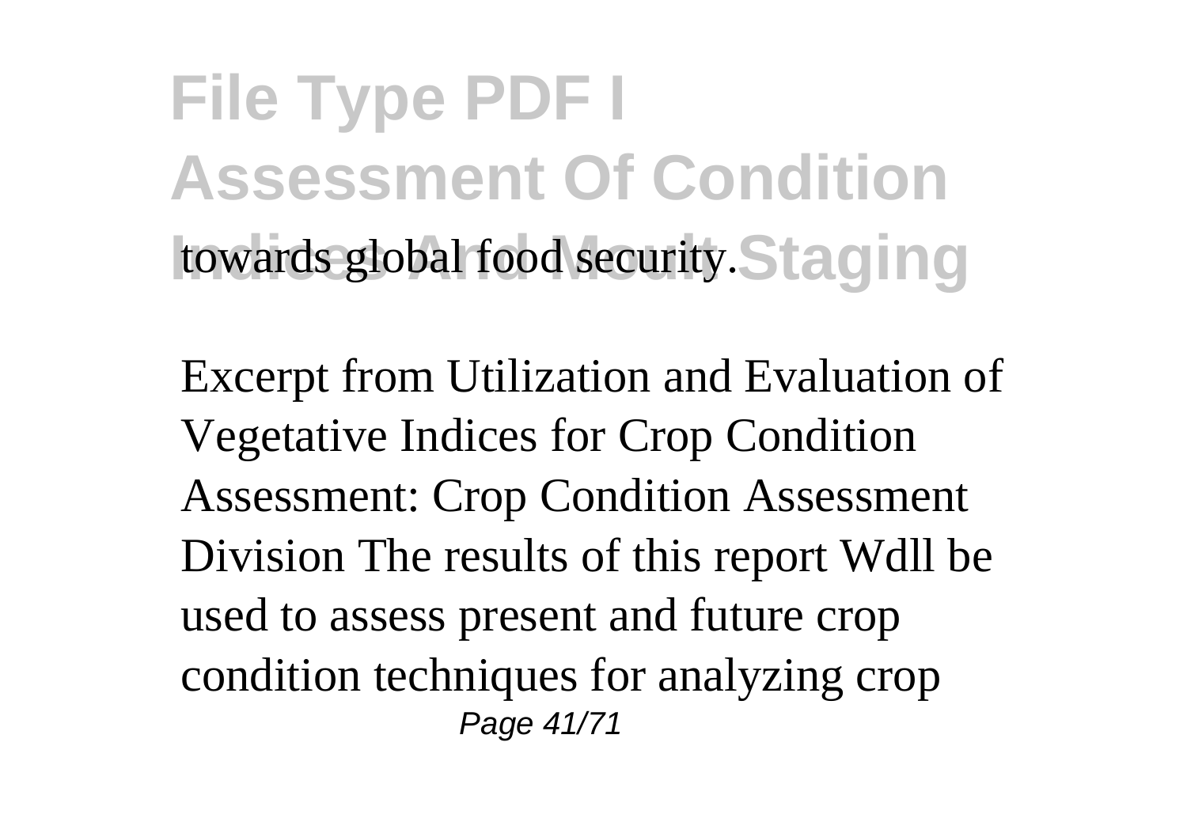towards global food security.

Excerpt from Utilization and Evaluation of Vegetative Indices for Crop Condition Assessment: Crop Condition Assessment Division The results of this report Wdll be used to assess present and future crop condition techniques for analyzing crop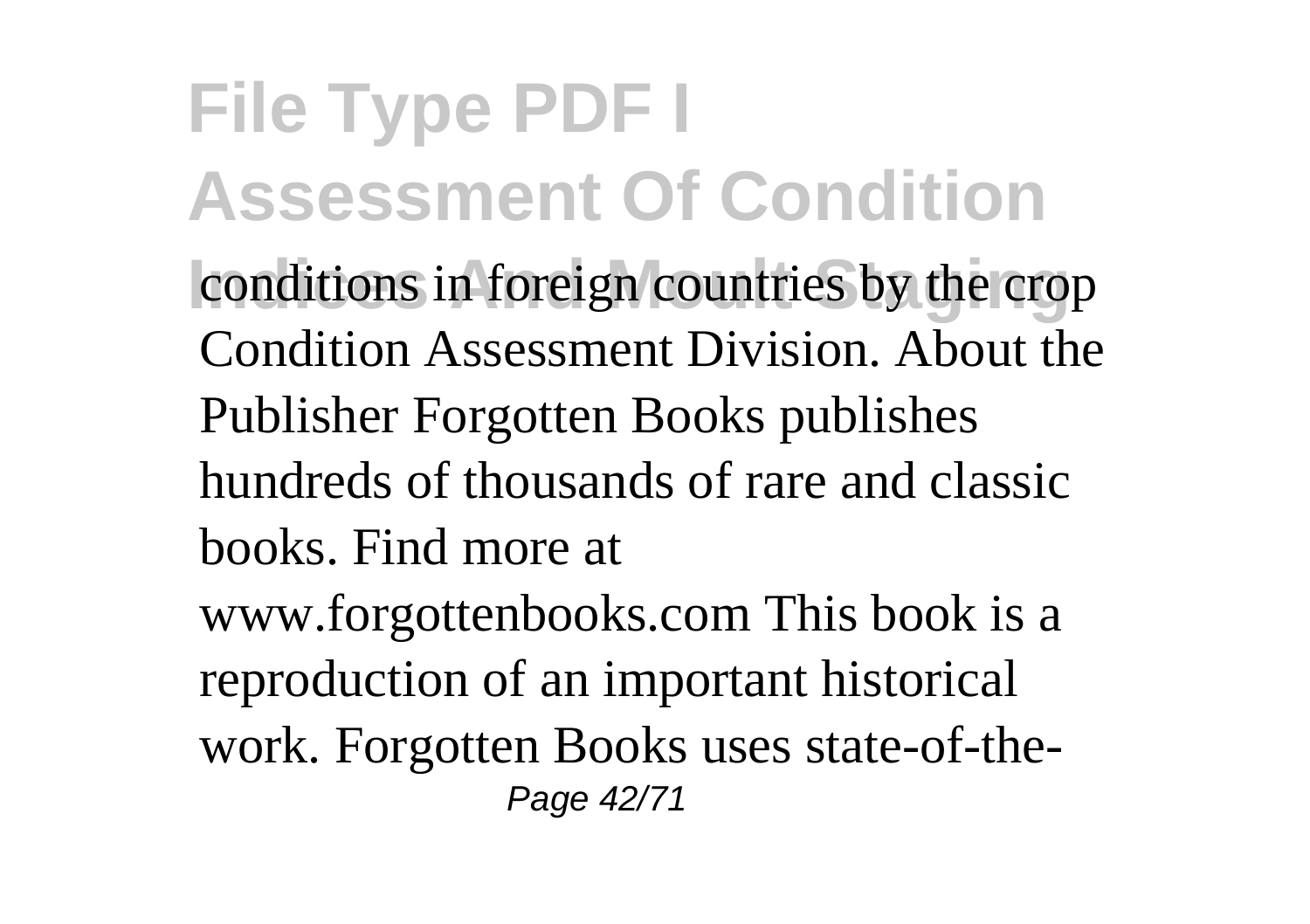conditions in foreign countries by the crop Condition Assessment Division. About the Publisher Forgotten Books publishes hundreds of thousands of rare and classic books. Find more at www.forgottenbooks.com This book is a reproduction of an important historical work. Forgotten Books uses state-of-the-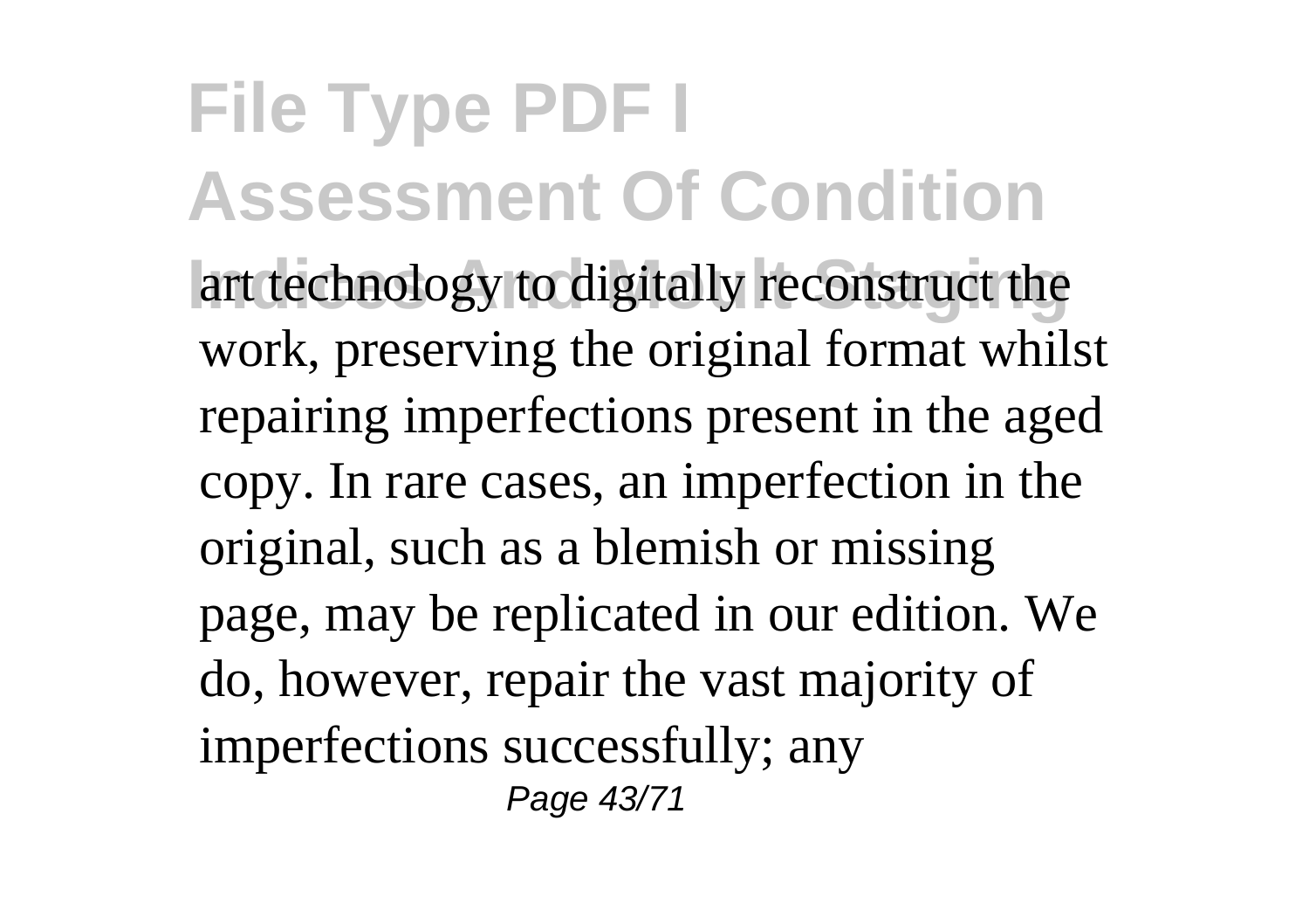art technology to digitally reconstruct the work, preserving the original format whilst repairing imperfections present in the aged copy. In rare cases, an imperfection in the original, such as a blemish or missing page, may be replicated in our edition. We do, however, repair the vast majority of imperfections successfully; any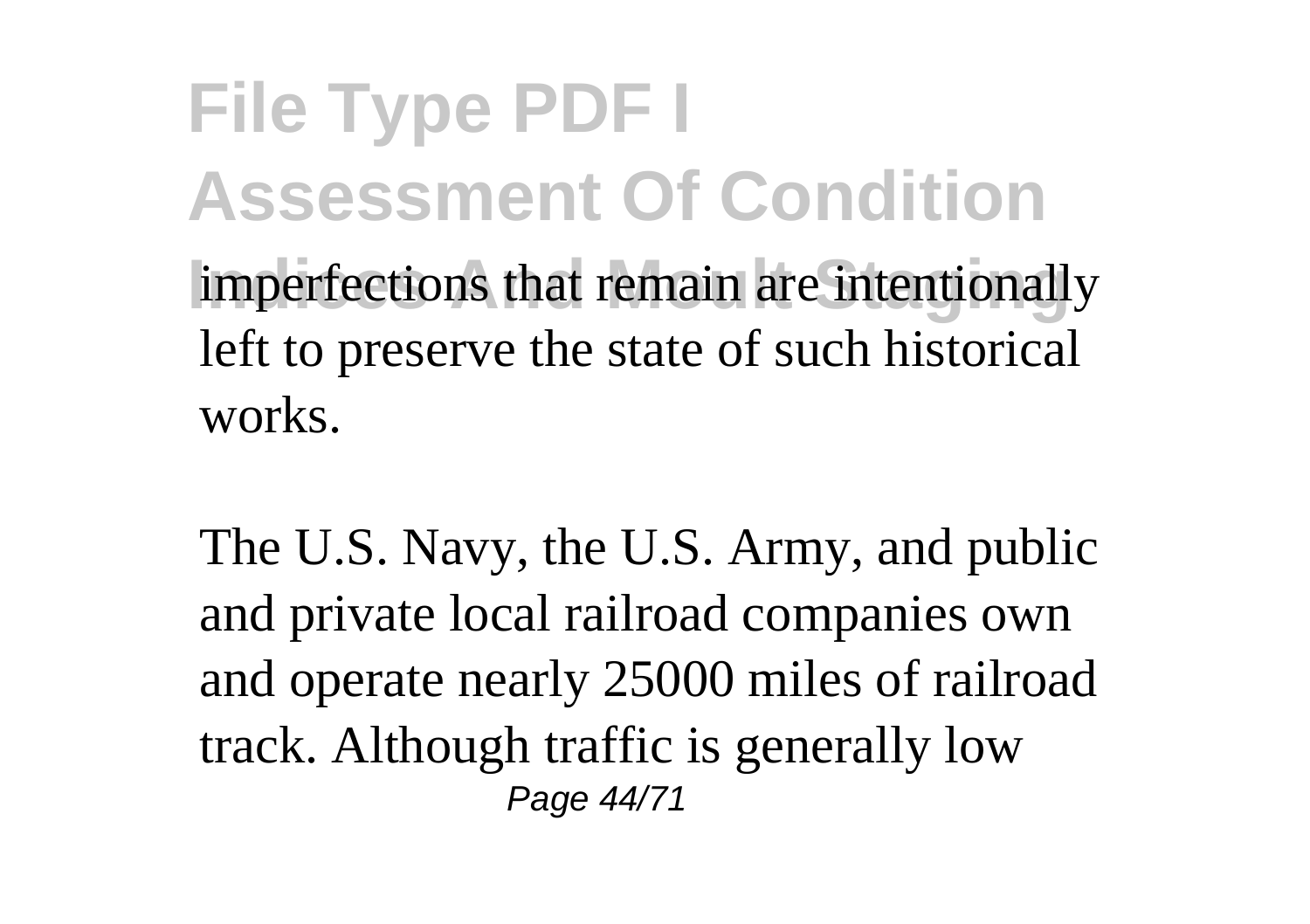imperfections that remain are intentionally left to preserve the state of such historical works.

The U.S. Navy, the U.S. Army, and public and private local railroad companies own and operate nearly 25000 miles of railroad track. Although traffic is generally low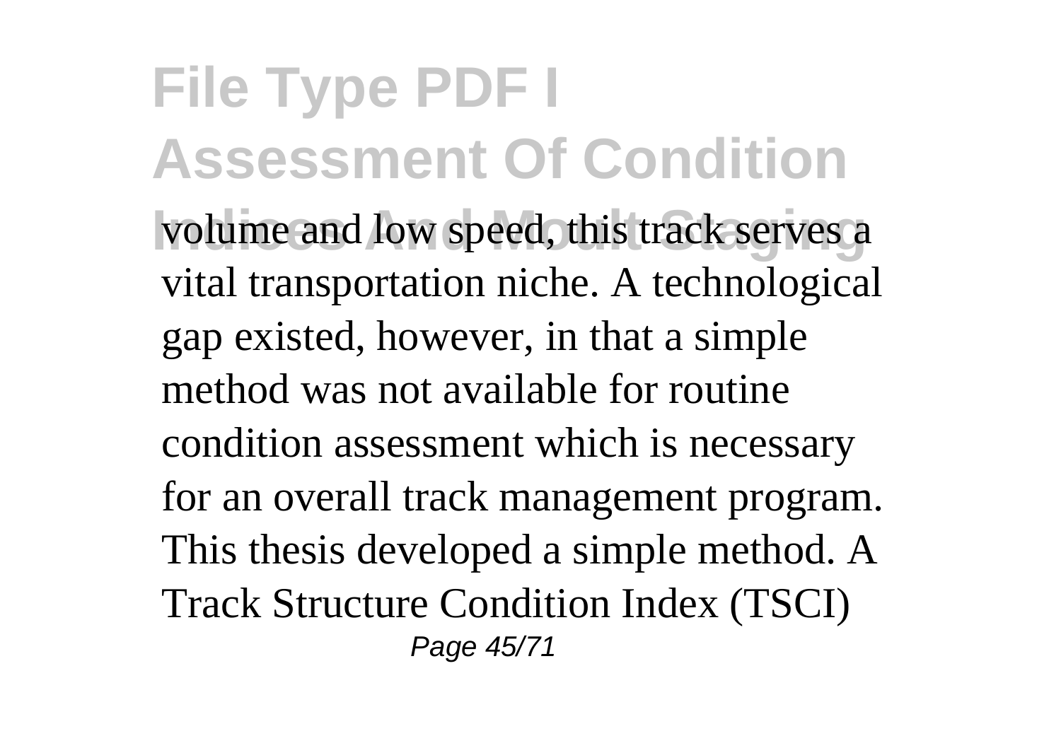volume and low speed, this track serves a vital transportation niche. A technological gap existed, however, in that a simple method was not available for routine condition assessment which is necessary for an overall track management program. This thesis developed a simple method. A Track Structure Condition Index (TSCI)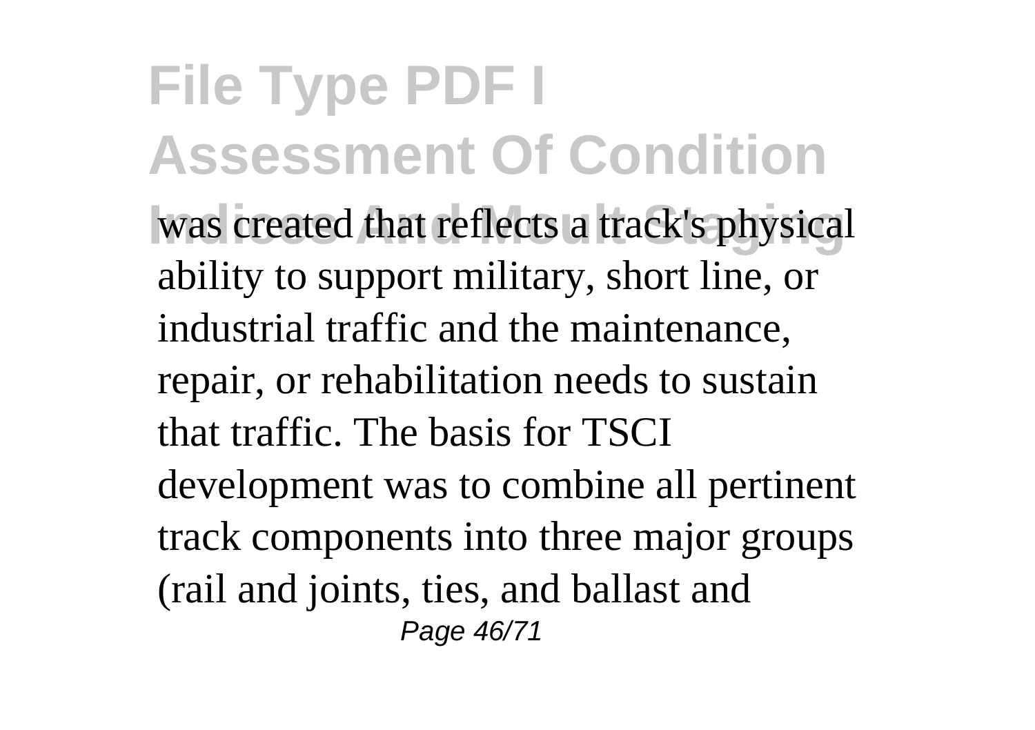was created that reflects a track's physical ability to support military, short line, or industrial traffic and the maintenance, repair, or rehabilitation needs to sustain that traffic. The basis for TSCI development was to combine all pertinent track components into three major groups (rail and joints, ties, and ballast and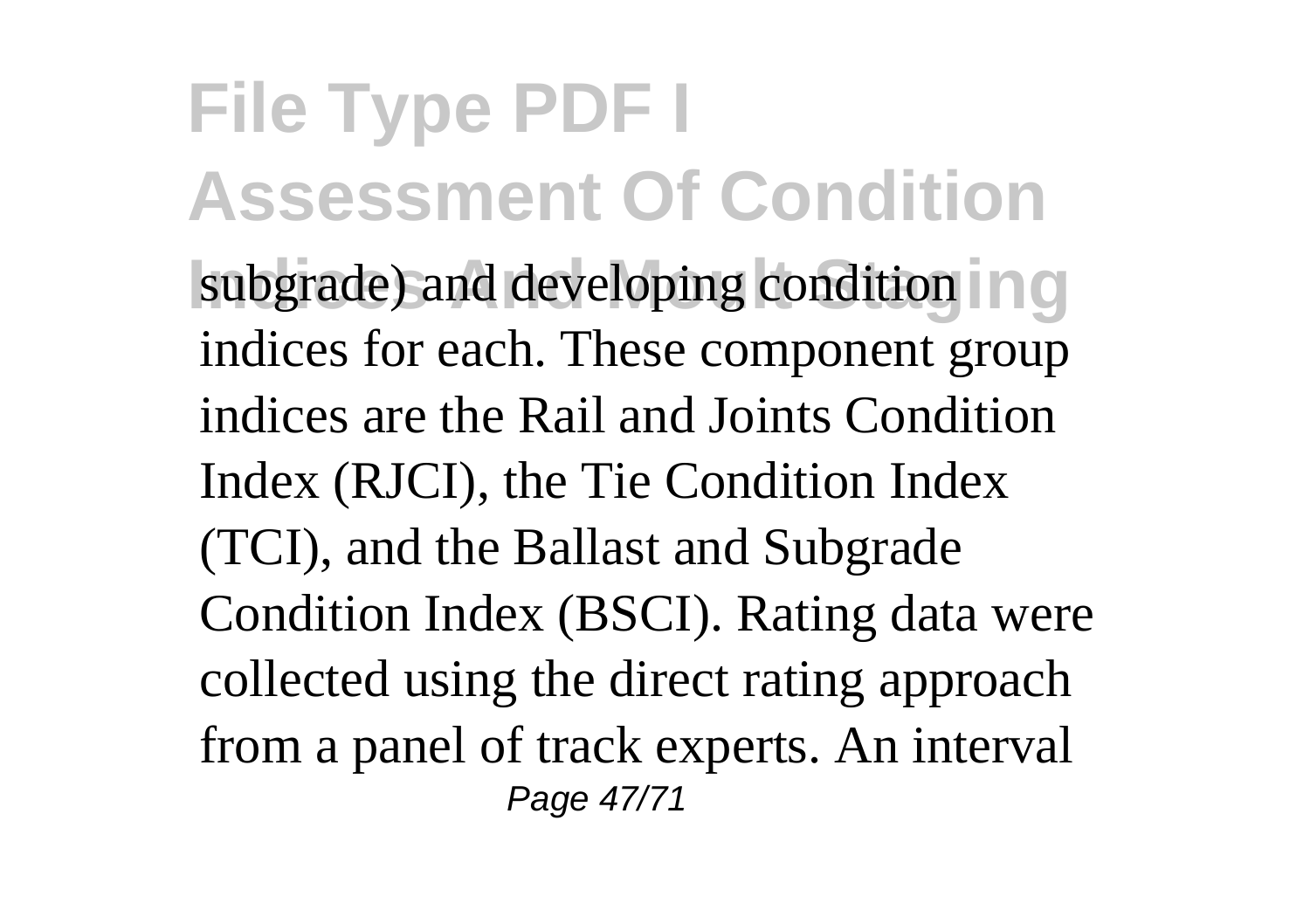subgrade) and developing condition indices for each. These component group indices are the Rail and Joints Condition Index (RJCI), the Tie Condition Index (TCI), and the Ballast and Subgrade Condition Index (BSCI). Rating data were collected using the direct rating approach from a panel of track experts. An interval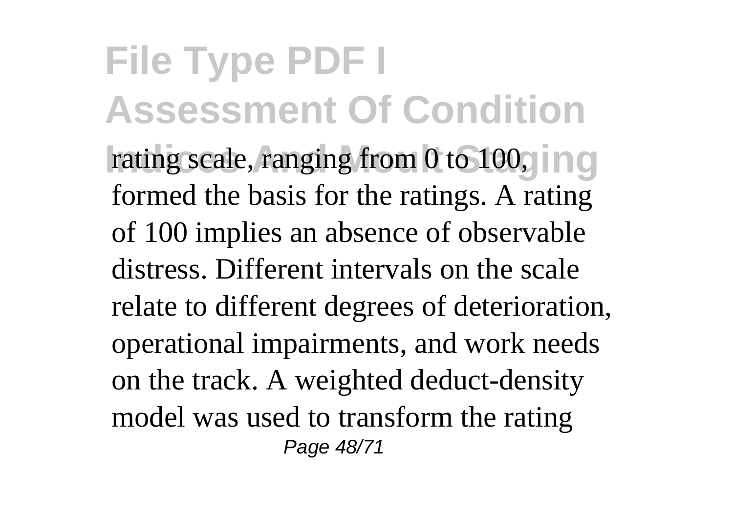rating scale, ranging from 0 to 100, formed the basis for the ratings. A rating of 100 implies an absence of observable distress. Different intervals on the scale relate to different degrees of deterioration, operational impairments, and work needs on the track. A weighted deduct-density model was used to transform the rating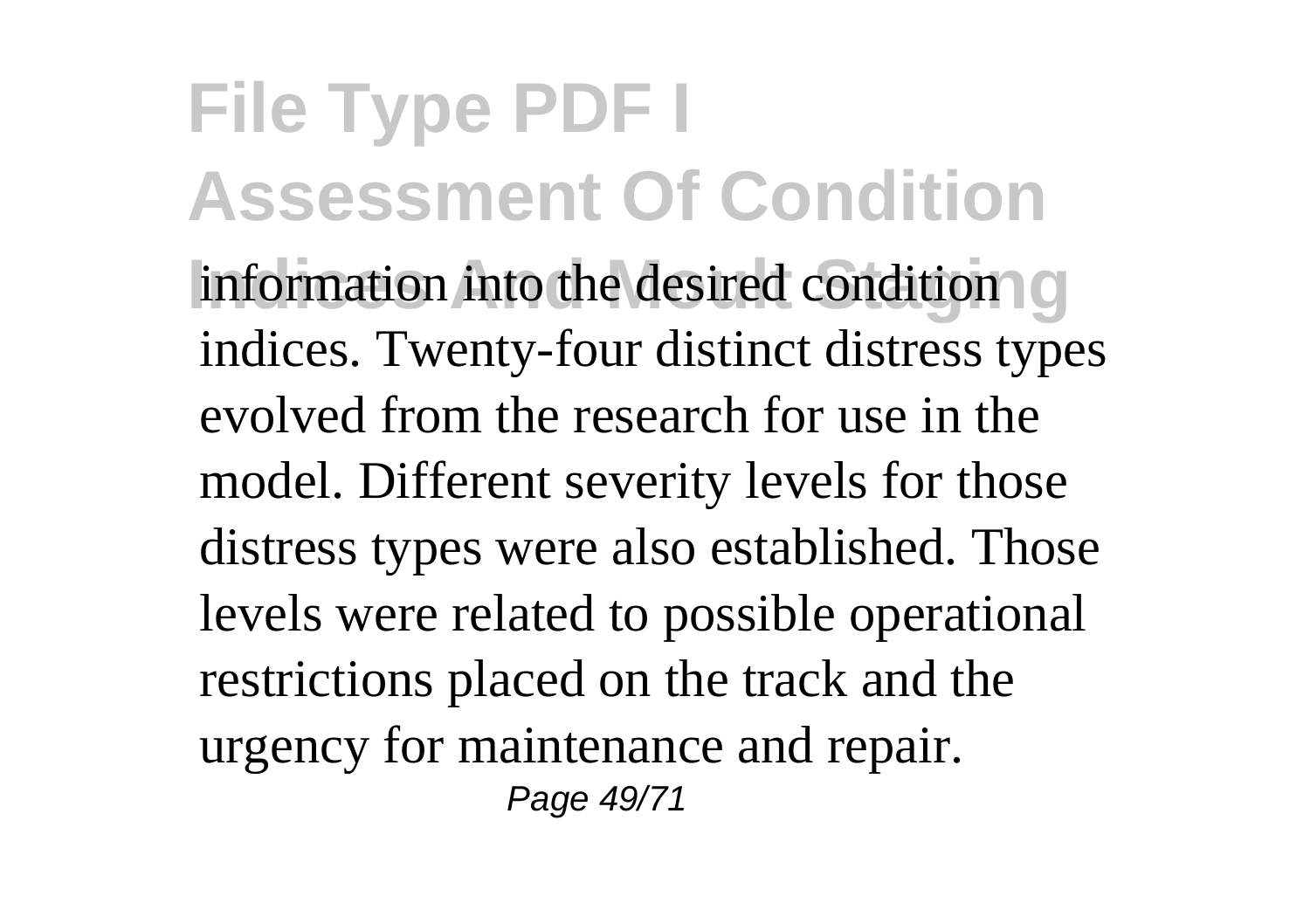information into the desired condition indices. Twenty-four distinct distress types evolved from the research for use in the model. Different severity levels for those distress types were also established. Those levels were related to possible operational restrictions placed on the track and the urgency for maintenance and repair.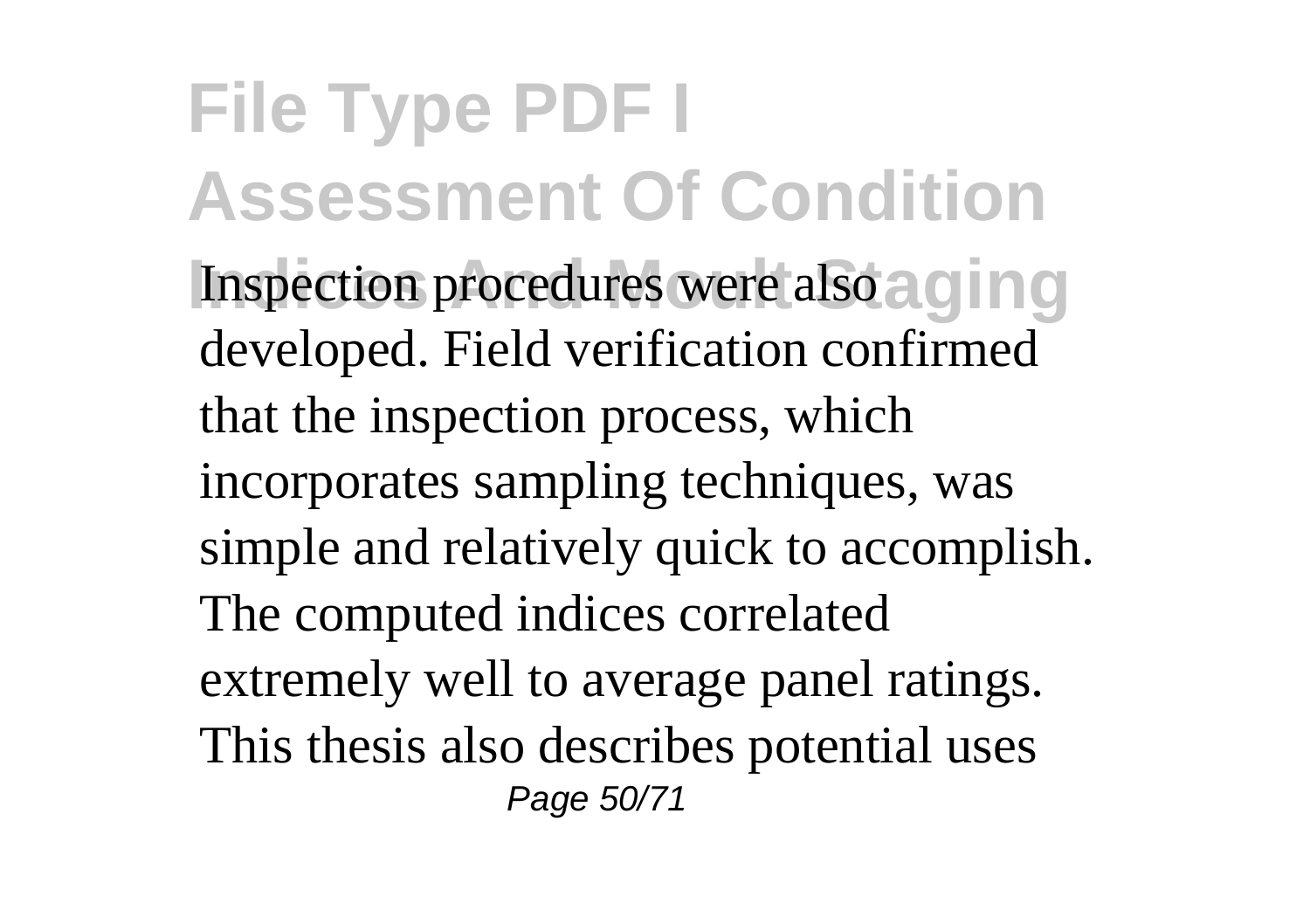Inspection procedures were also developed. Field verification confirmed that the inspection process, which incorporates sampling techniques, was simple and relatively quick to accomplish. The computed indices correlated extremely well to average panel ratings. This thesis also describes potential uses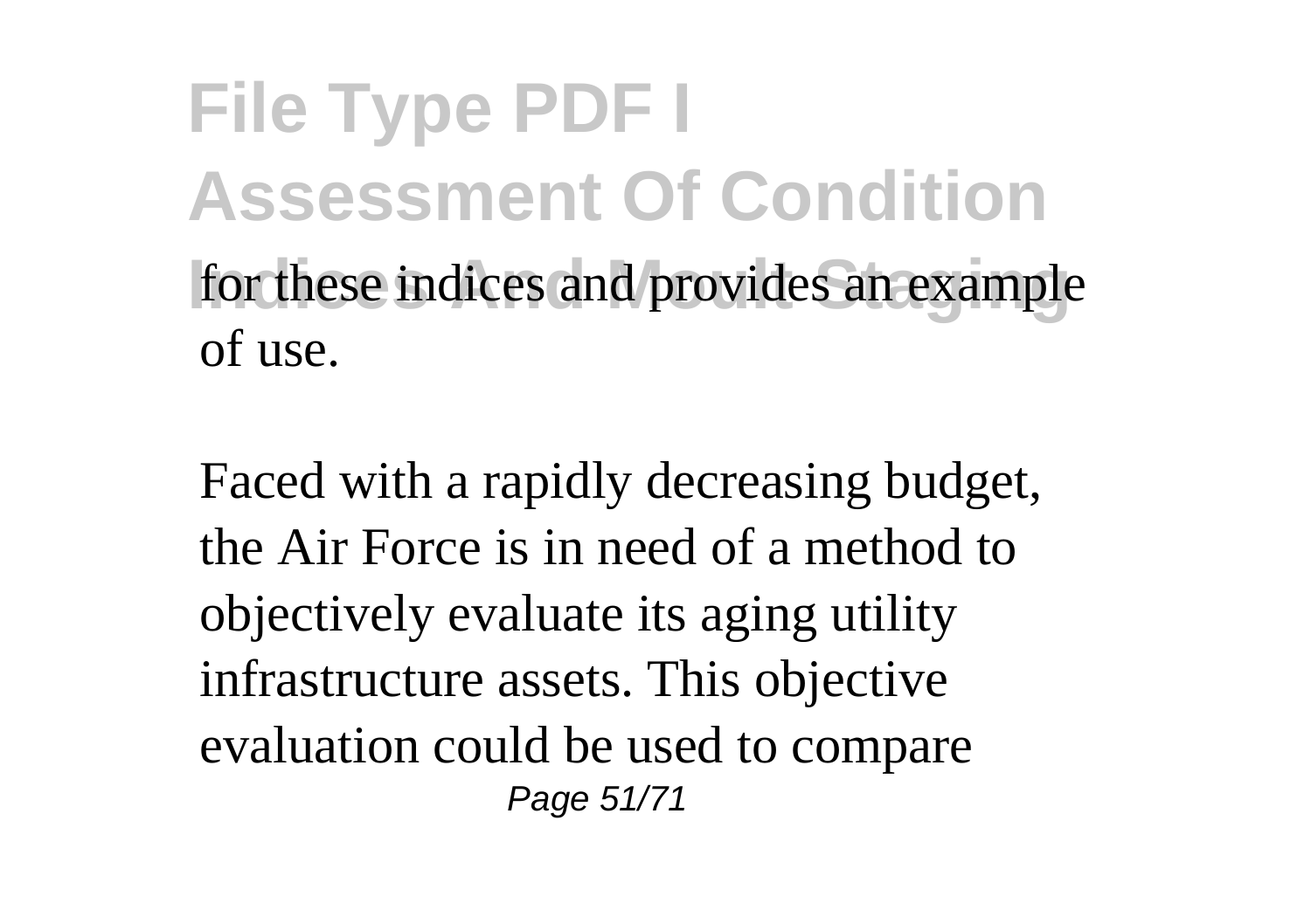for these indices and provides an example of use.

Faced with a rapidly decreasing budget, the Air Force is in need of a method to objectively evaluate its aging utility infrastructure assets. This objective evaluation could be used to compare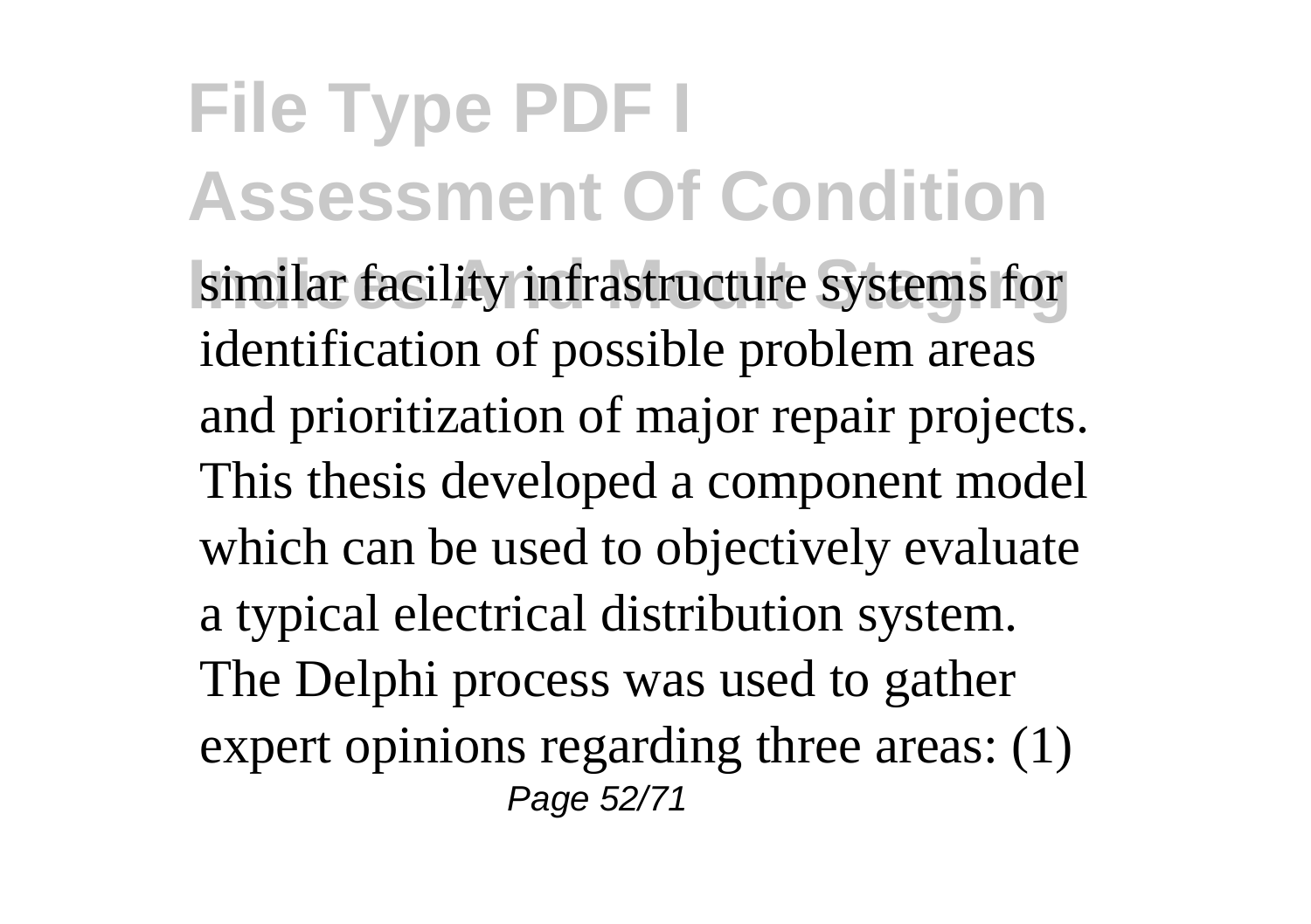similar facility infrastructure systems for identification of possible problem areas and prioritization of major repair projects. This thesis developed a component model which can be used to objectively evaluate a typical electrical distribution system. The Delphi process was used to gather expert opinions regarding three areas: (1)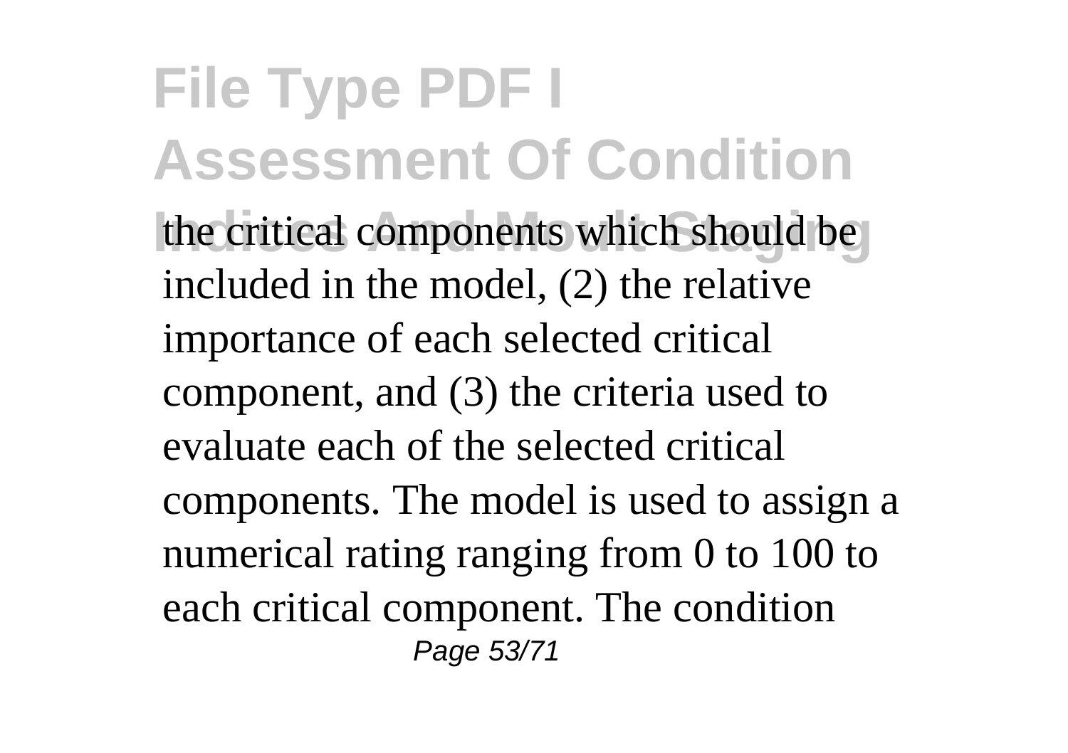the critical components which should be included in the model, (2) the relative importance of each selected critical component, and (3) the criteria used to evaluate each of the selected critical components. The model is used to assign a numerical rating ranging from 0 to 100 to each critical component. The condition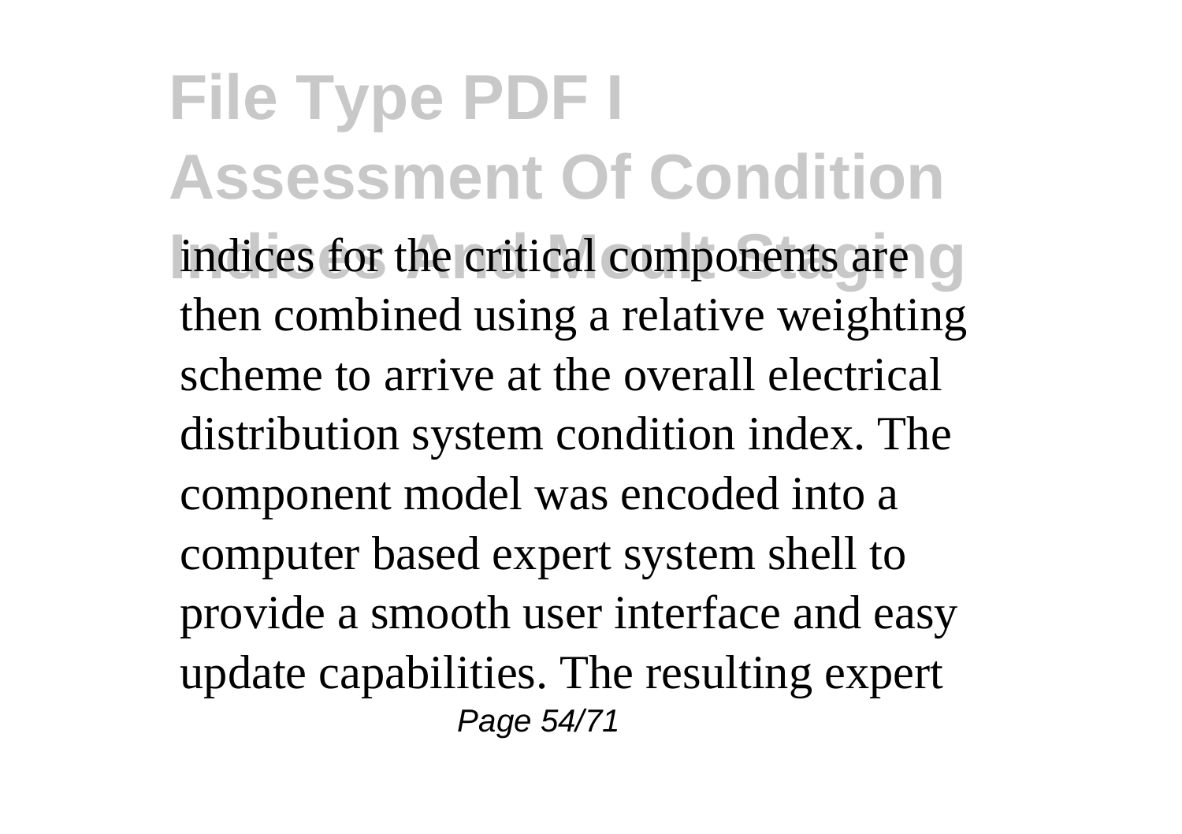indices for the critical components are then combined using a relative weighting scheme to arrive at the overall electrical distribution system condition index. The component model was encoded into a computer based expert system shell to provide a smooth user interface and easy update capabilities. The resulting expert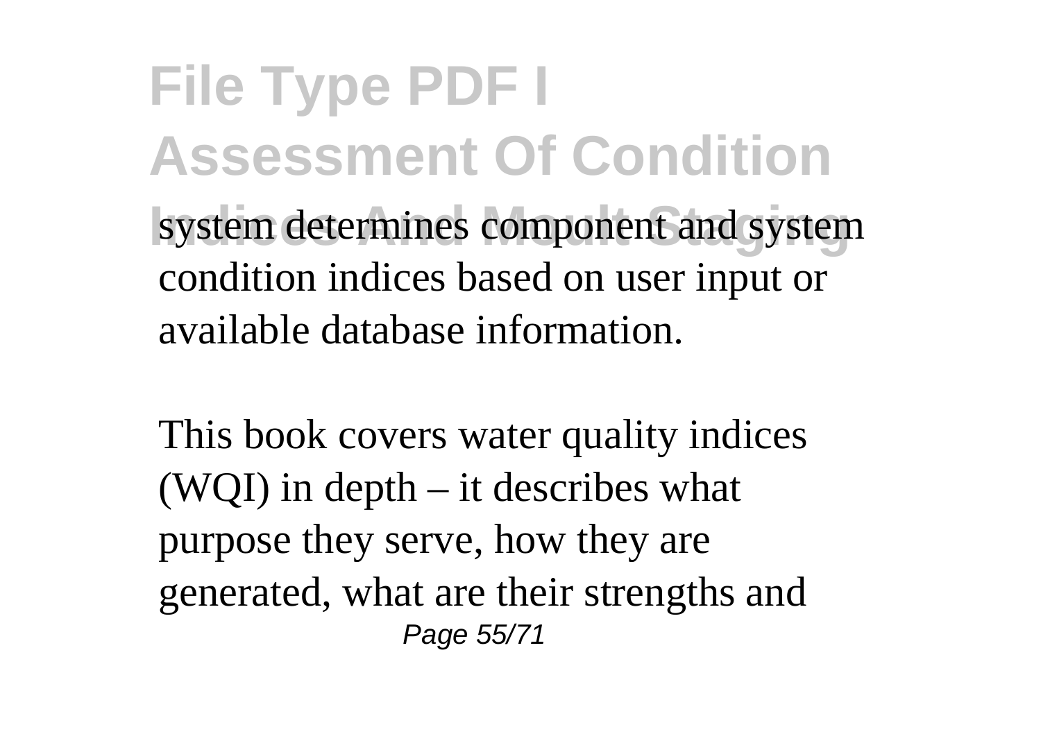system determines component and system condition indices based on user input or available database information.

This book covers water quality indices (WQI) in depth – it describes what purpose they serve, how they are generated, what are their strengths and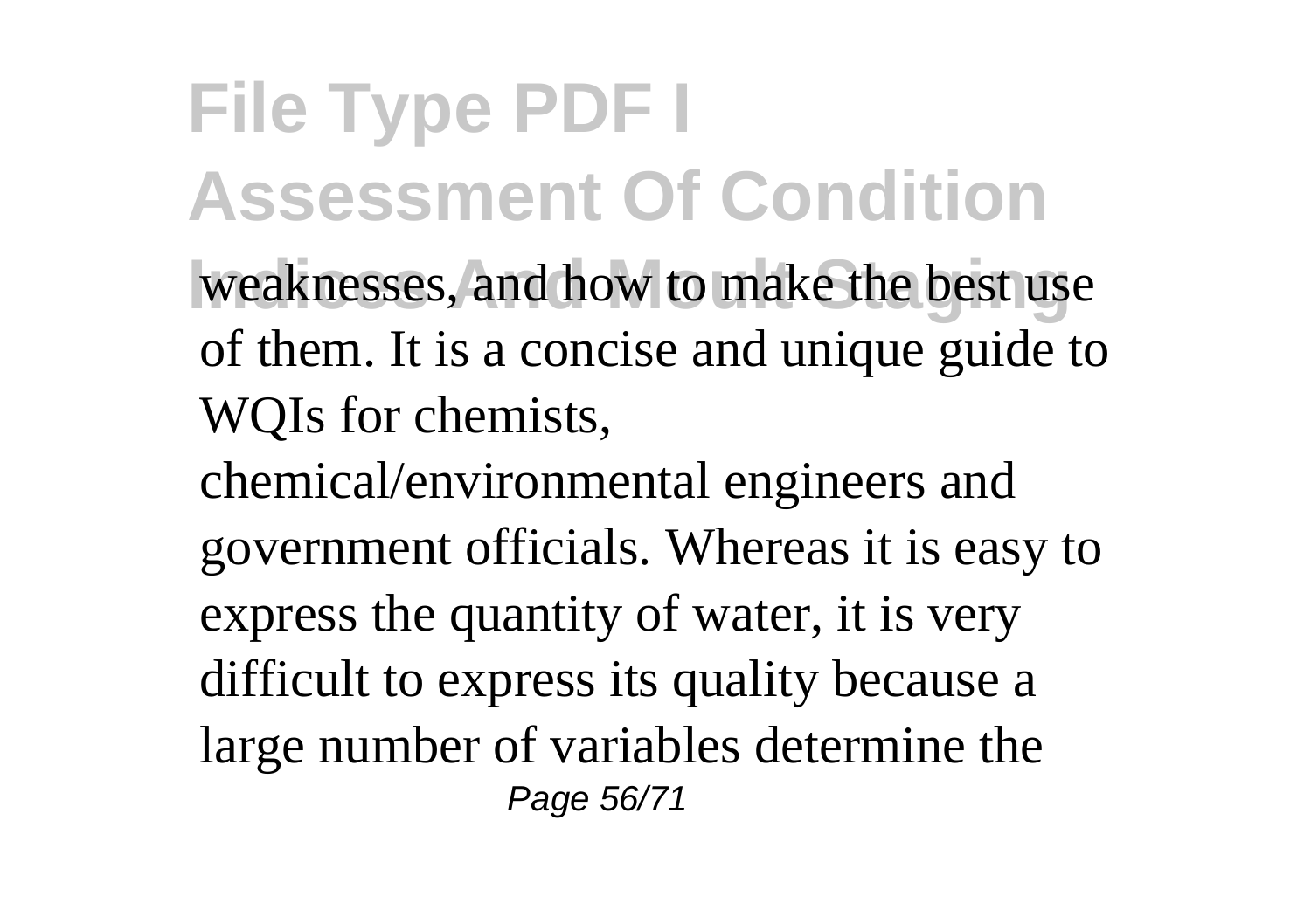weaknesses, and how to make the best use of them. It is a concise and unique guide to WQIs for chemists, chemical/environmental engineers and government officials. Whereas it is easy to express the quantity of water, it is very difficult to express its quality because a large number of variables determine the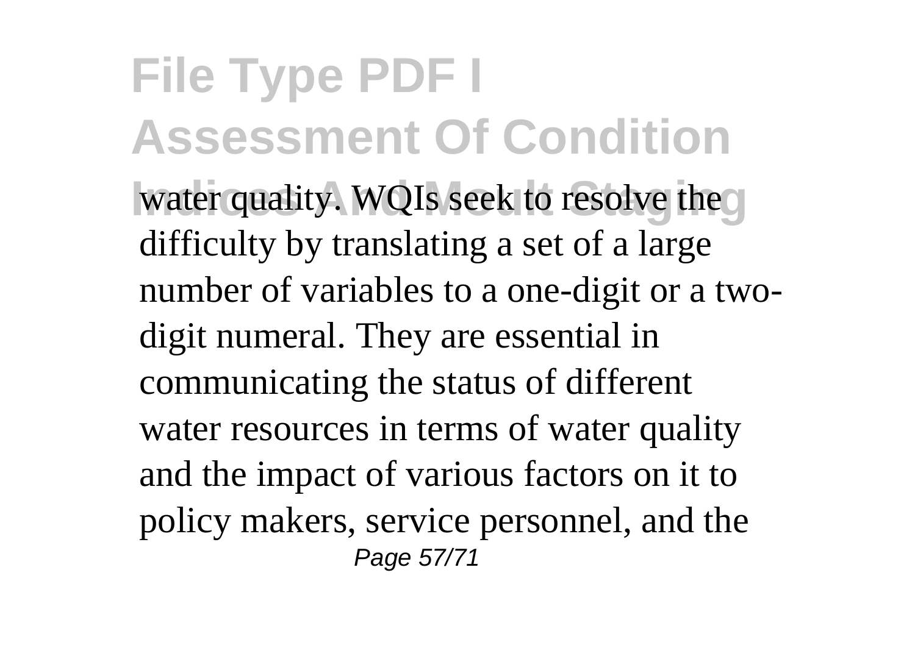water quality. WQIs seek to resolve the difficulty by translating a set of a large number of variables to a one-digit or a two-digit numeral. They are essential in communicating the status of different water resources in terms of water quality and the impact of various factors on it to policy makers, service personnel, and the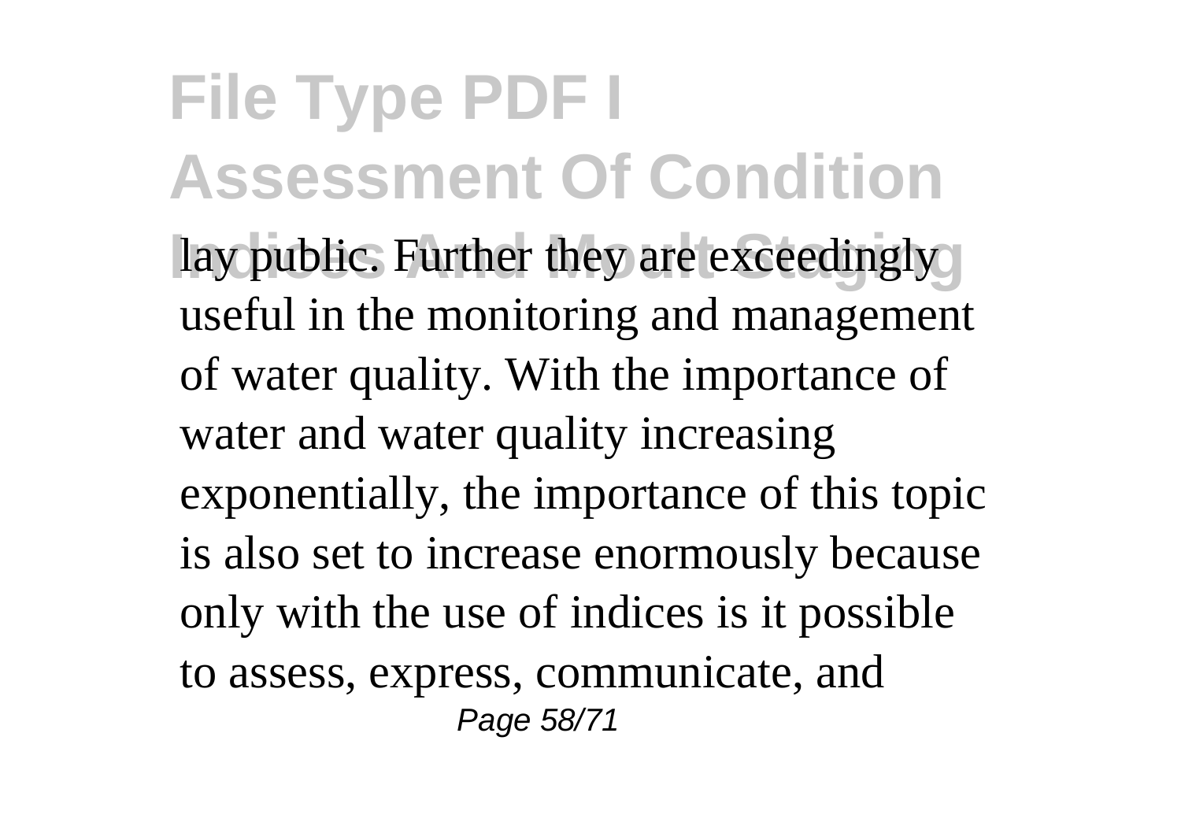lay public. Further they are exceedingly useful in the monitoring and management of water quality. With the importance of water and water quality increasing exponentially, the importance of this topic is also set to increase enormously because only with the use of indices is it possible to assess, express, communicate, and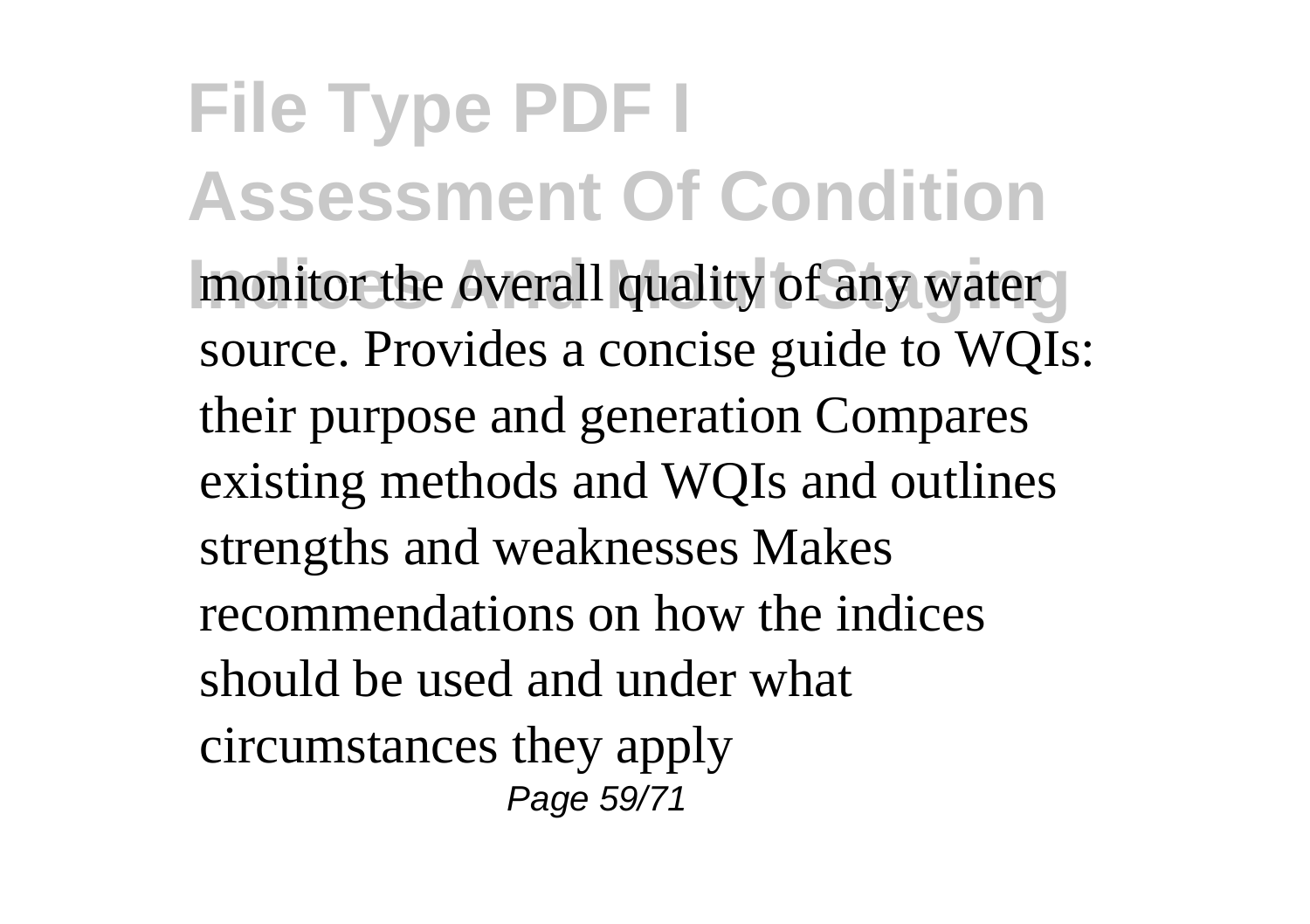monitor the overall quality of any water source. Provides a concise guide to WQIs: their purpose and generation Compares existing methods and WQIs and outlines strengths and weaknesses Makes recommendations on how the indices should be used and under what circumstances they apply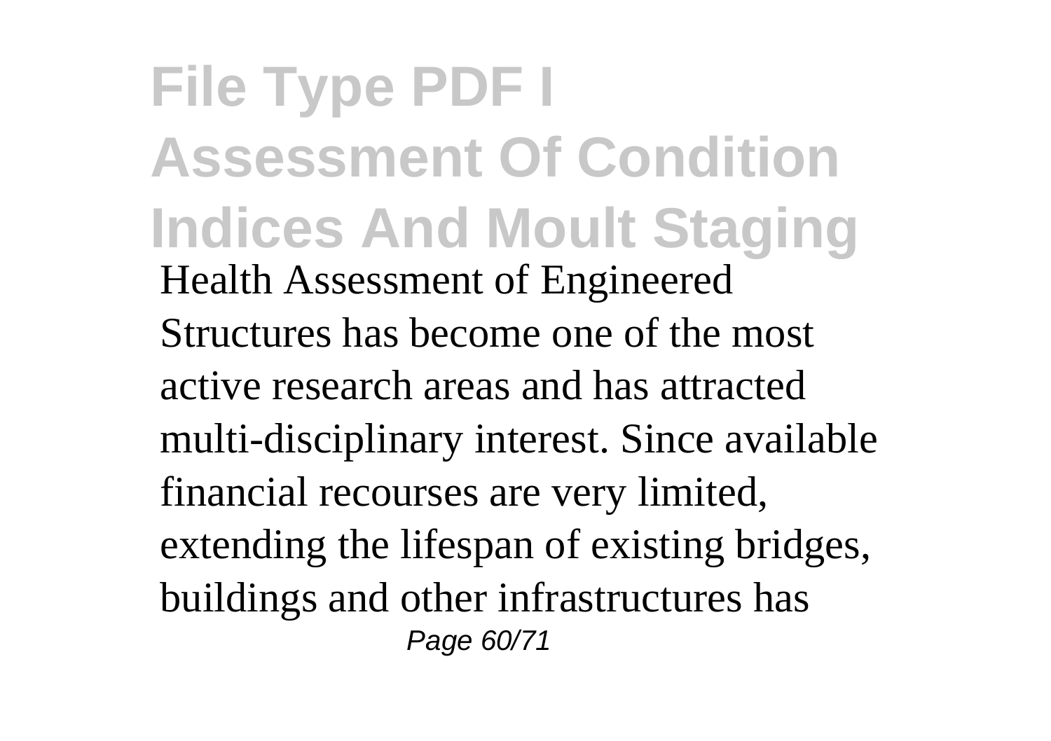Health Assessment of Engineered Structures has become one of the most active research areas and has attracted multi-disciplinary interest. Since available financial recourses are very limited, extending the lifespan of existing bridges, buildings and other infrastructures has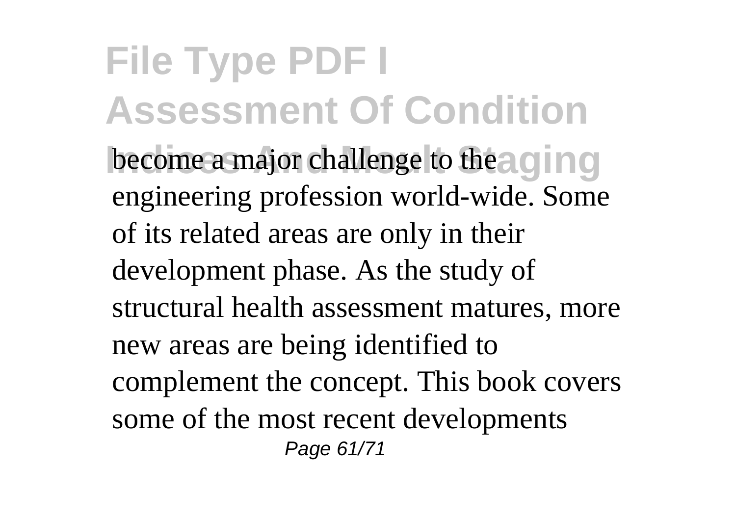become a major challenge to the engineering profession world-wide. Some of its related areas are only in their development phase. As the study of structural health assessment matures, more new areas are being identified to complement the concept. This book covers some of the most recent developments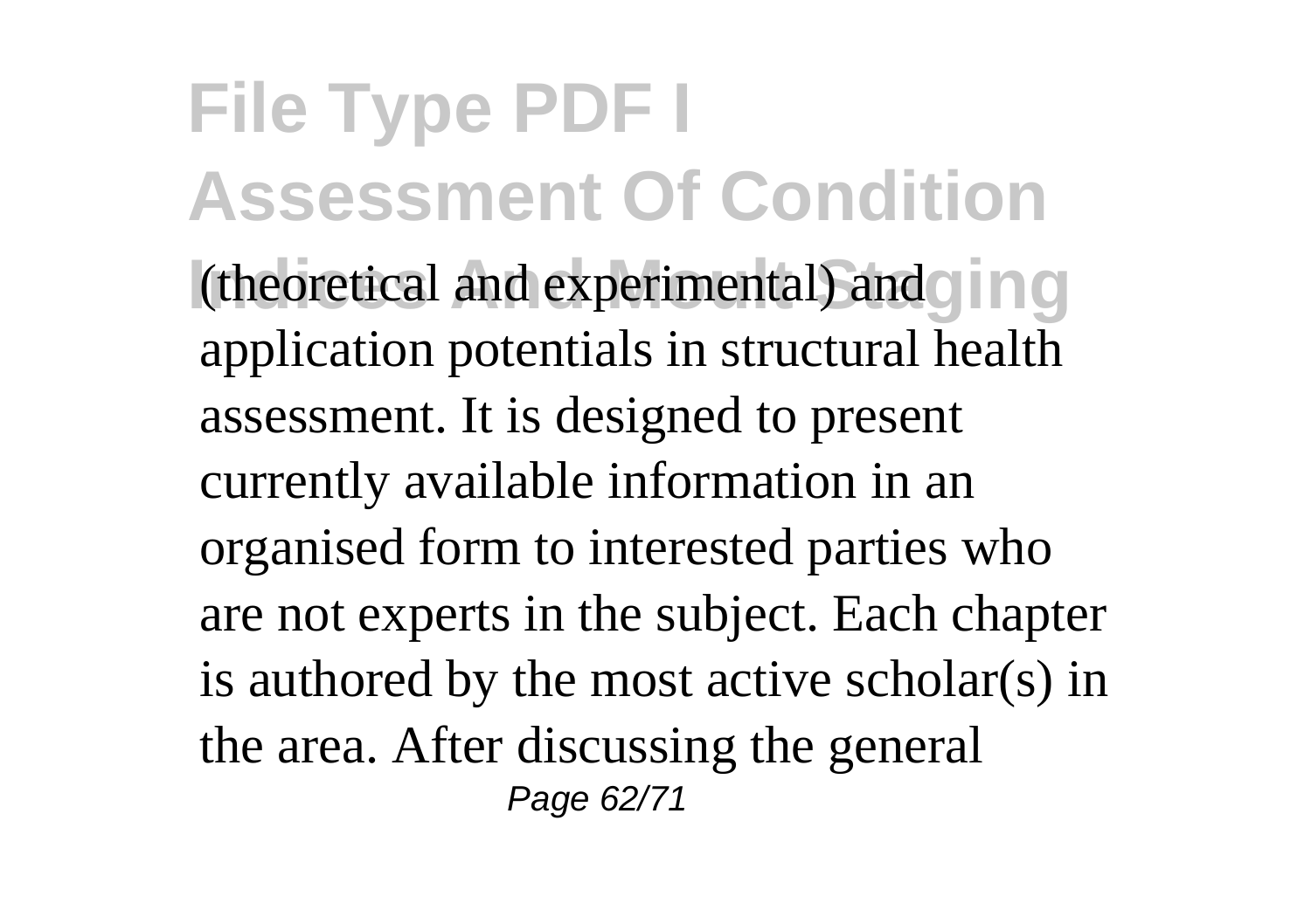(theoretical and experimental) and application potentials in structural health assessment. It is designed to present currently available information in an organised form to interested parties who are not experts in the subject. Each chapter is authored by the most active scholar(s) in the area. After discussing the general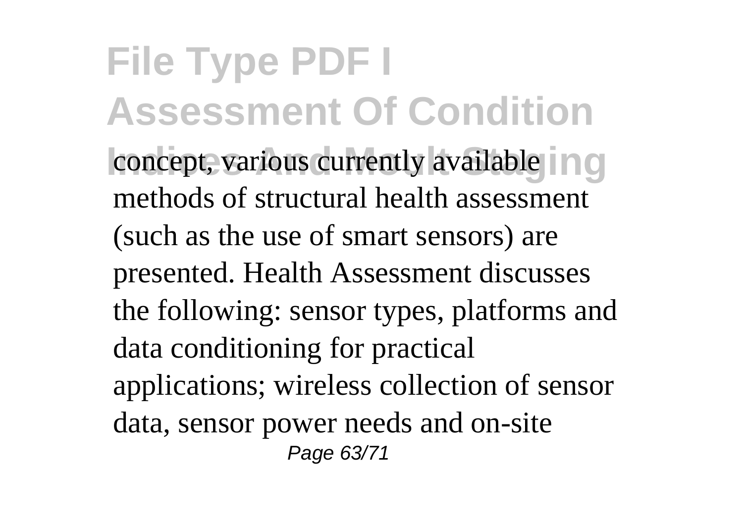concept, various currently available methods of structural health assessment (such as the use of smart sensors) are presented. Health Assessment discusses the following: sensor types, platforms and data conditioning for practical applications; wireless collection of sensor data, sensor power needs and on-site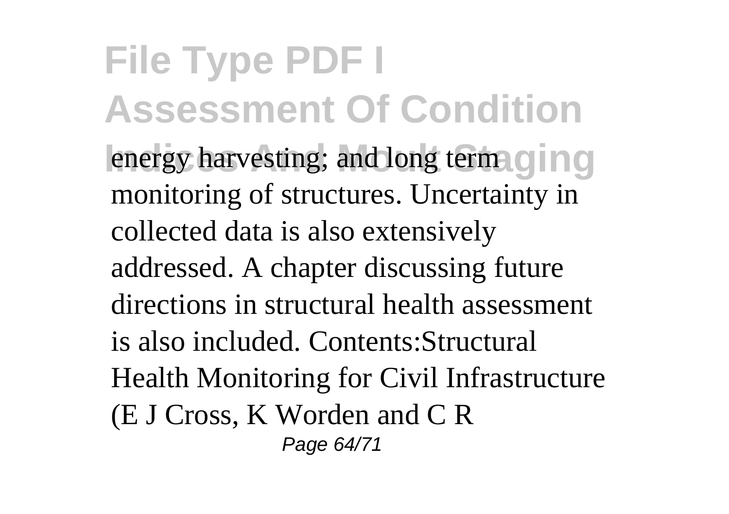energy harvesting; and long term monitoring of structures. Uncertainty in collected data is also extensively addressed. A chapter discussing future directions in structural health assessment is also included. Contents:Structural Health Monitoring for Civil Infrastructure (E J Cross, K Worden and C R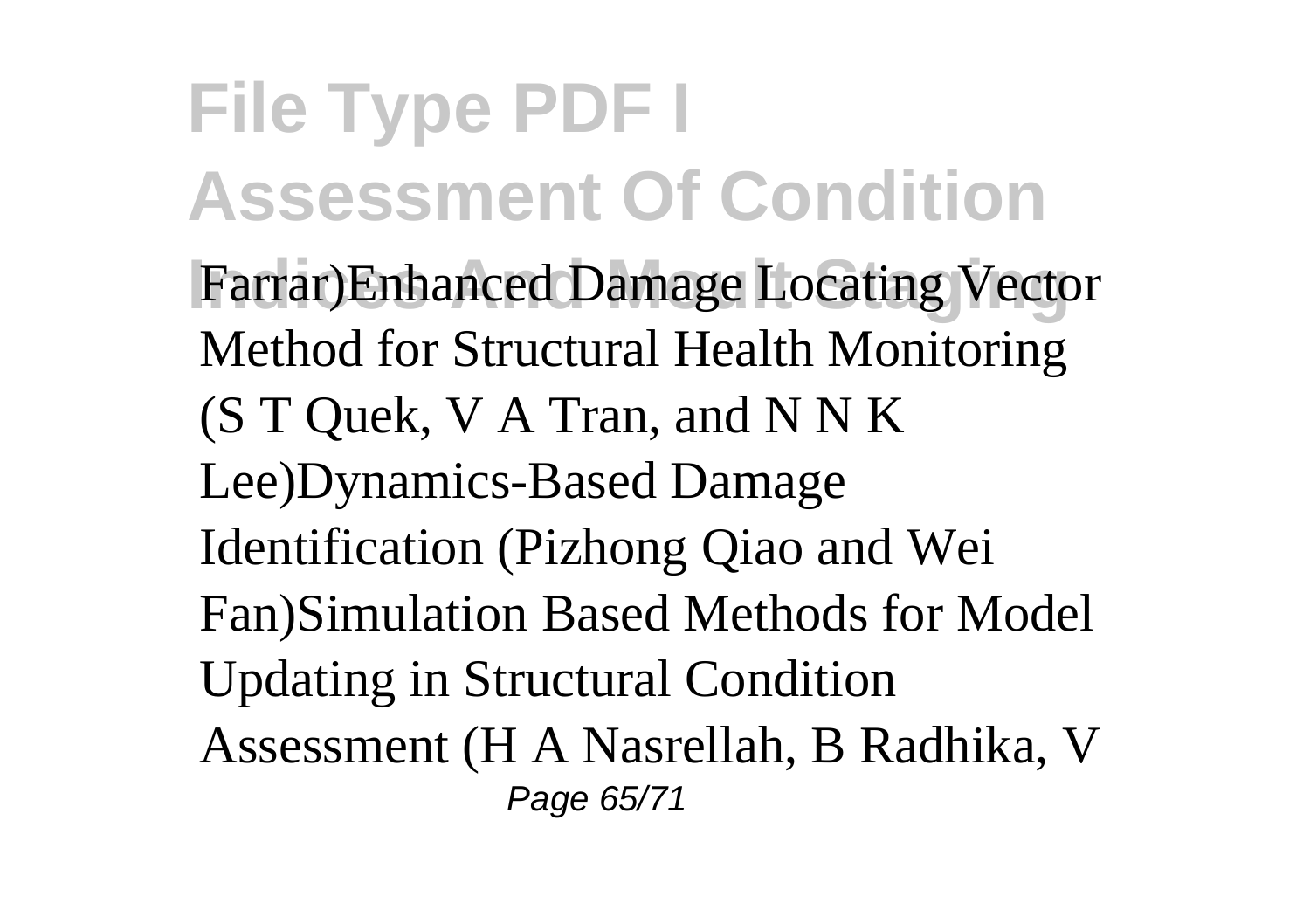Farrar)Enhanced Damage Locating Vector Method for Structural Health Monitoring (S T Quek, V A Tran, and N N K Lee)Dynamics-Based Damage Identification (Pizhong Qiao and Wei Fan)Simulation Based Methods for Model Updating in Structural Condition Assessment (H A Nasrellah, B Radhika, V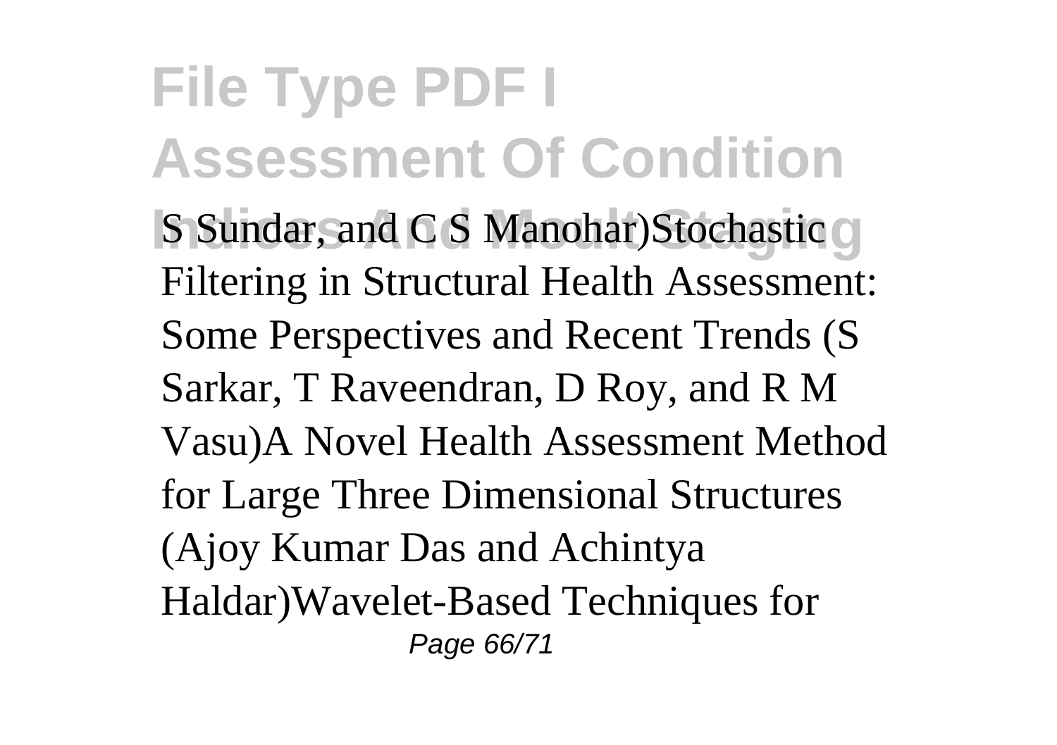S Sundar, and C S Manohar)Stochastic Filtering in Structural Health Assessment: Some Perspectives and Recent Trends (S Sarkar, T Raveendran, D Roy, and R M Vasu)A Novel Health Assessment Method for Large Three Dimensional Structures (Ajoy Kumar Das and Achintya Haldar)Wavelet-Based Techniques for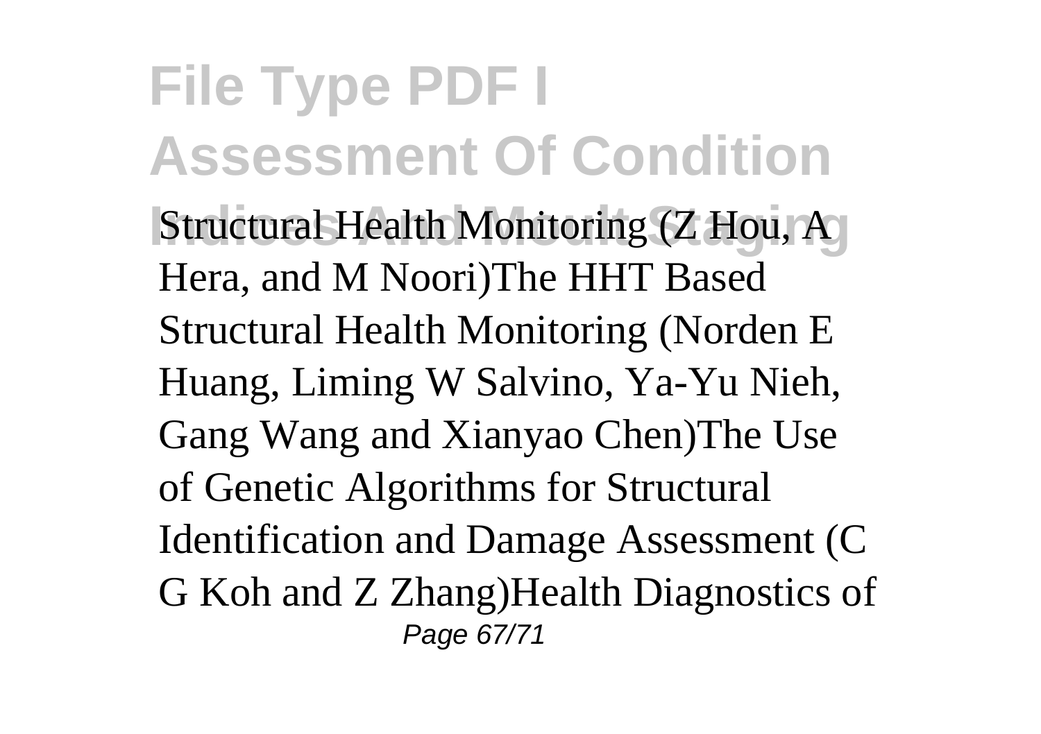Structural Health Monitoring (Z Hou, A Hera, and M Noori)The HHT Based Structural Health Monitoring (Norden E Huang, Liming W Salvino, Ya-Yu Nieh, Gang Wang and Xianyao Chen)The Use of Genetic Algorithms for Structural Identification and Damage Assessment (C G Koh and Z Zhang)Health Diagnostics of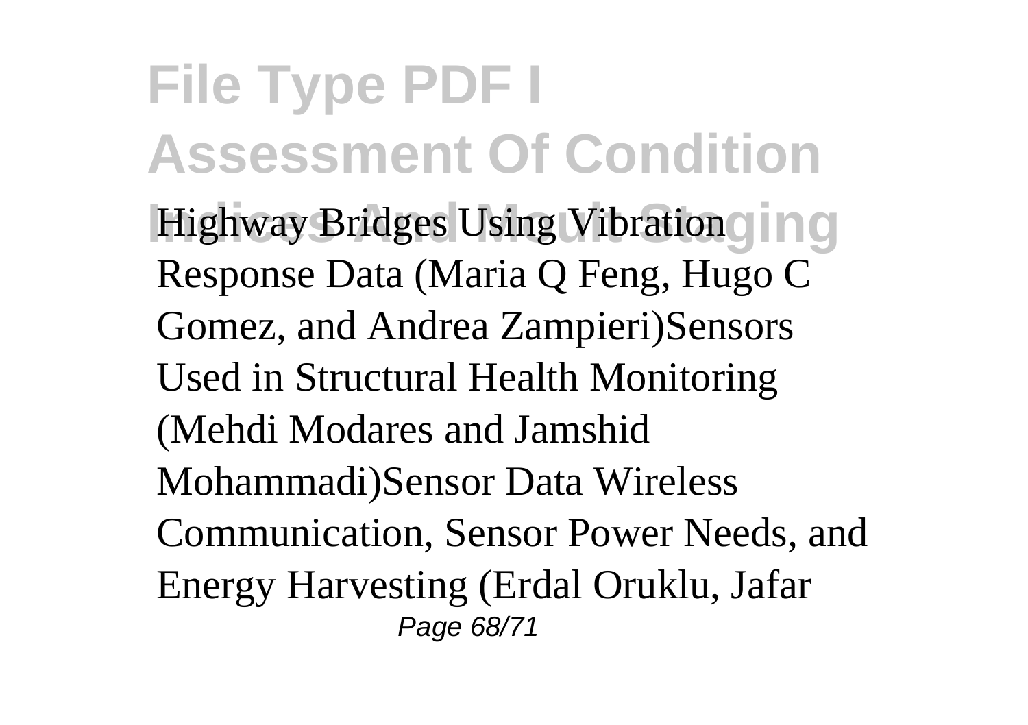Highway Bridges Using Vibration Response Data (Maria Q Feng, Hugo C Gomez, and Andrea Zampieri)Sensors Used in Structural Health Monitoring (Mehdi Modares and Jamshid Mohammadi)Sensor Data Wireless Communication, Sensor Power Needs, and Energy Harvesting (Erdal Oruklu, Jafar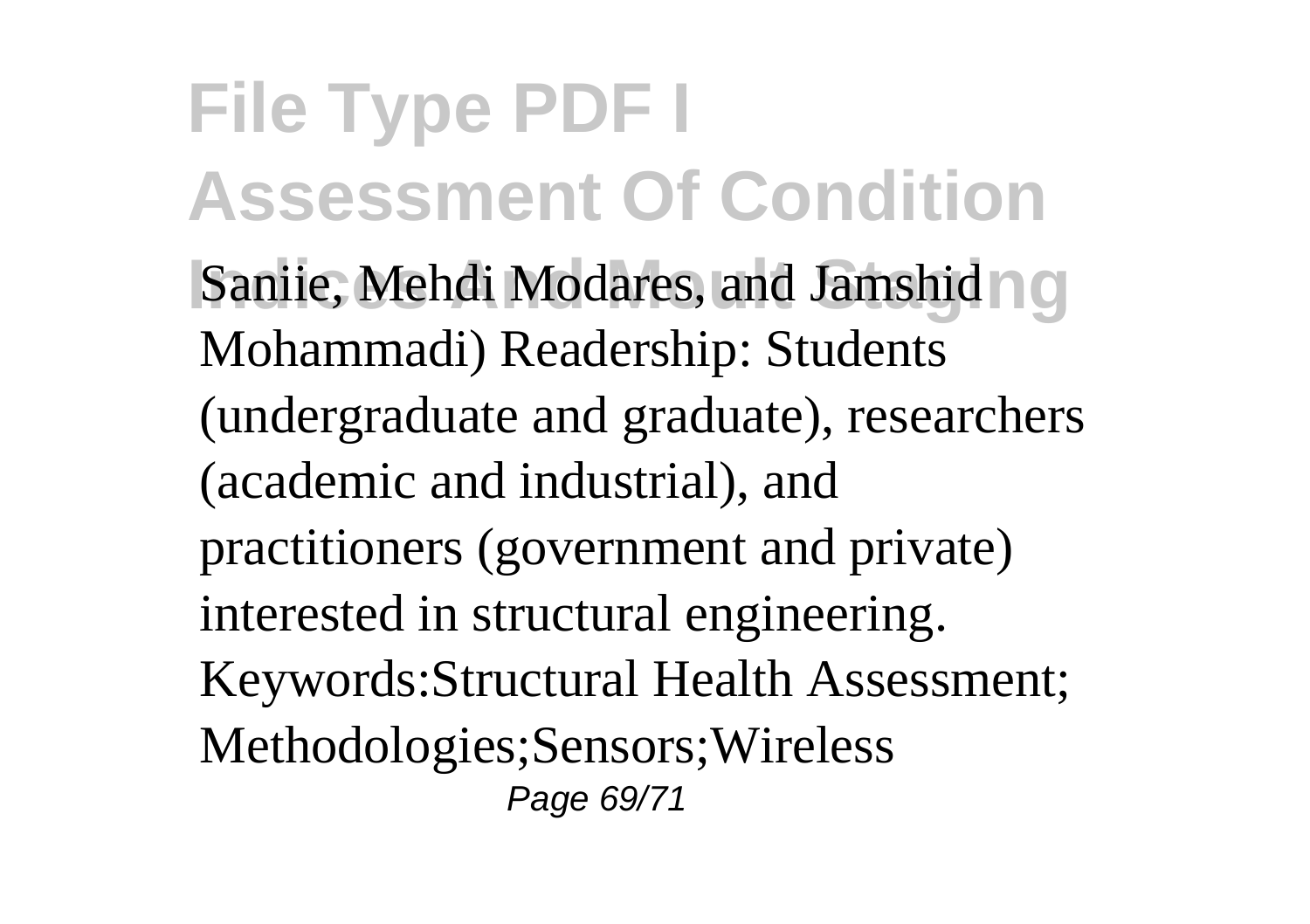Saniie, Mehdi Modares, and Jamshid Mohammadi) Readership: Students (undergraduate and graduate), researchers (academic and industrial), and practitioners (government and private) interested in structural engineering. Keywords:Structural Health Assessment; Methodologies;Sensors;Wireless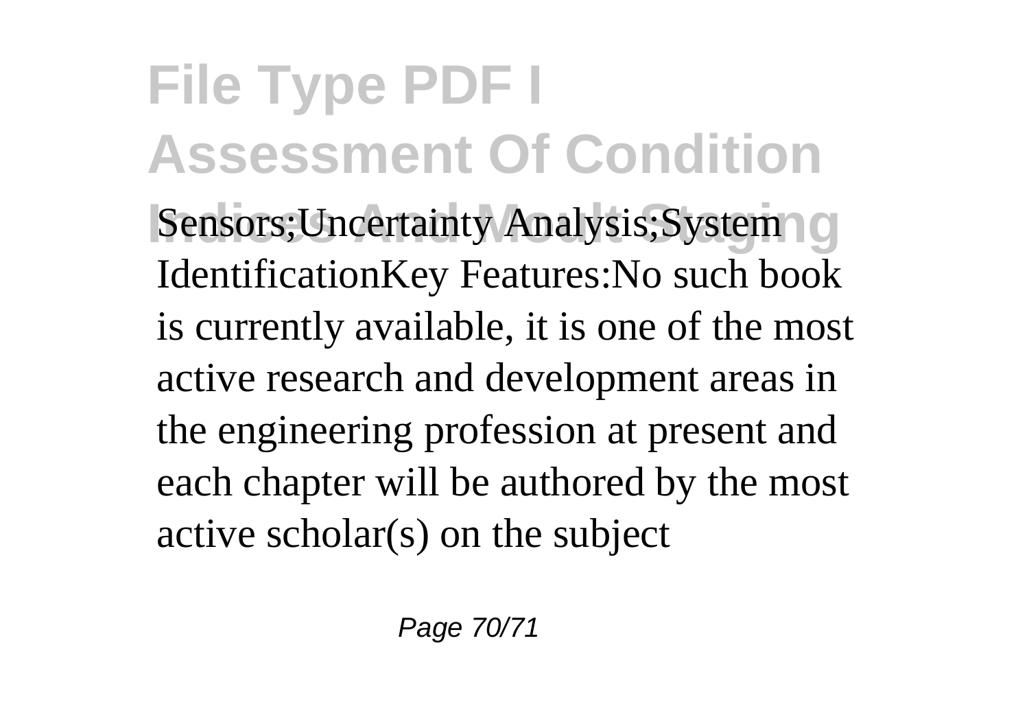Sensors;Uncertainty Analysis;System IdentificationKey Features:No such book is currently available, it is one of the most active research and development areas in the engineering profession at present and each chapter will be authored by the most active scholar(s) on the subject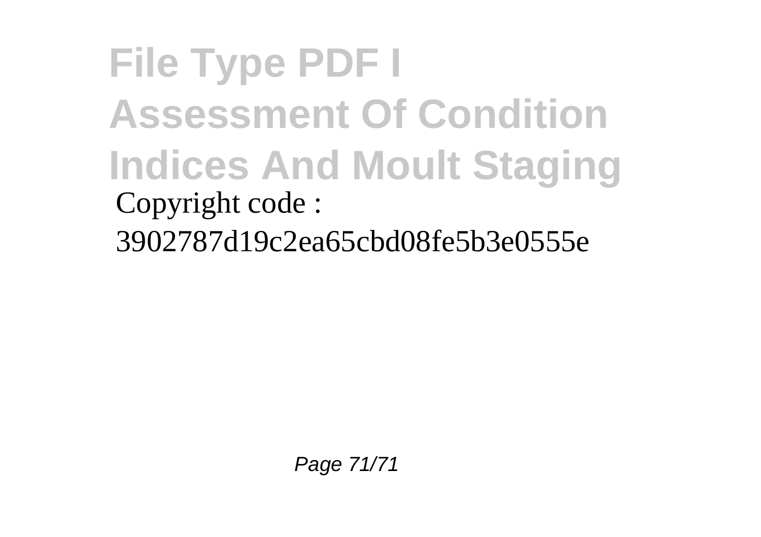Copyright code : 3902787d19c2ea65cbd08fe5b3e0555e